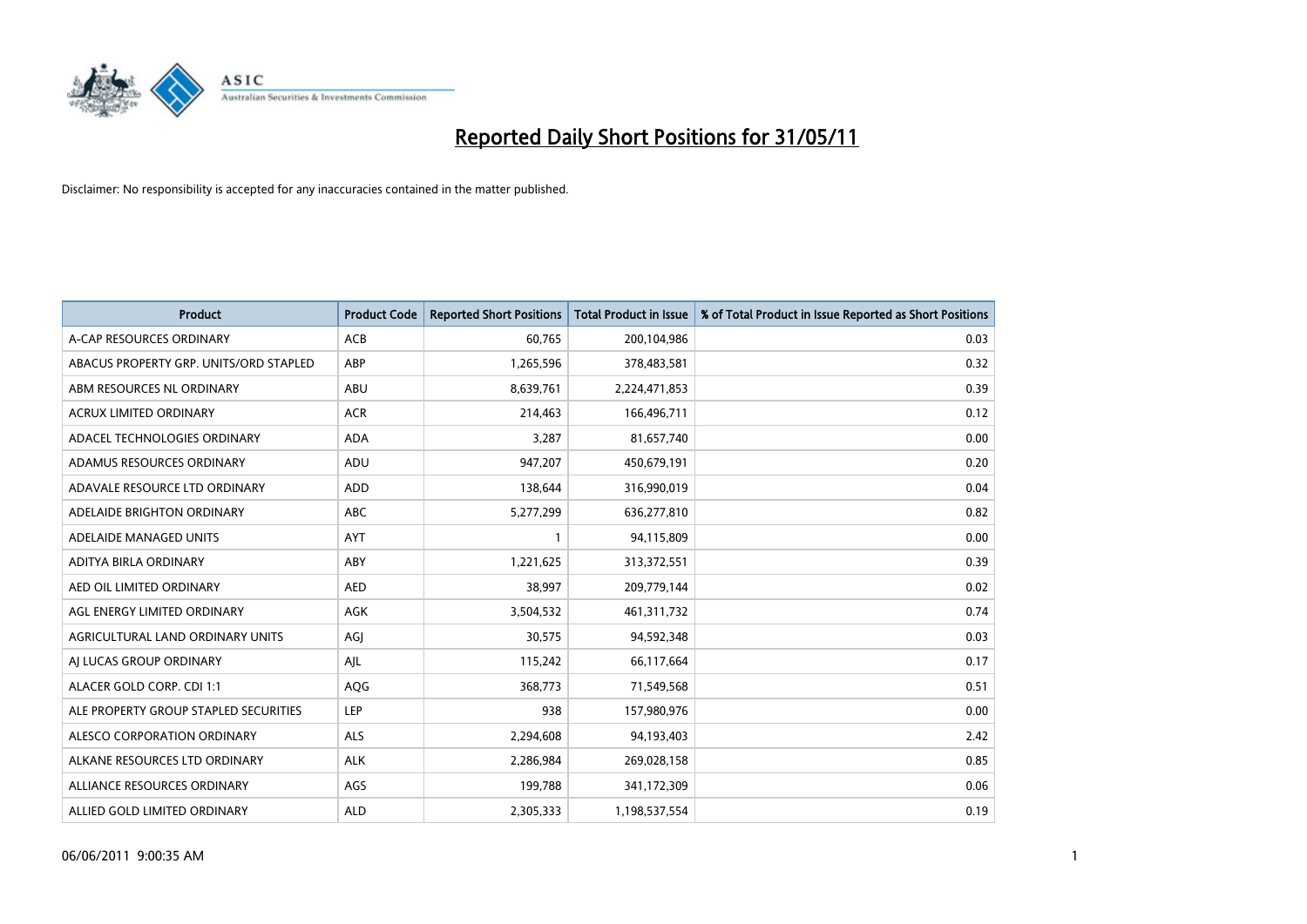# Reported Daily Short Positions for 31/05/11

Disclaimer: No responsibility is accepted for any inaccuracies contained in the matter published.

| Product | Product Code | Reported Short Positions | Total Product in Issue | % of Total Product in Issue Reported as Short Positions |
|---|---|---|---|---|
| A-CAP RESOURCES ORDINARY | ACB | 60,765 | 200,104,986 | 0.03 |
| ABACUS PROPERTY GRP. UNITS/ORD STAPLED | ABP | 1,265,596 | 378,483,581 | 0.32 |
| ABM RESOURCES NL ORDINARY | ABU | 8,639,761 | 2,224,471,853 | 0.39 |
| ACRUX LIMITED ORDINARY | ACR | 214,463 | 166,496,711 | 0.12 |
| ADACEL TECHNOLOGIES ORDINARY | ADA | 3,287 | 81,657,740 | 0.00 |
| ADAMUS RESOURCES ORDINARY | ADU | 947,207 | 450,679,191 | 0.20 |
| ADAVALE RESOURCE LTD ORDINARY | ADD | 138,644 | 316,990,019 | 0.04 |
| ADELAIDE BRIGHTON ORDINARY | ABC | 5,277,299 | 636,277,810 | 0.82 |
| ADELAIDE MANAGED UNITS | AYT | 1 | 94,115,809 | 0.00 |
| ADITYA BIRLA ORDINARY | ABY | 1,221,625 | 313,372,551 | 0.39 |
| AED OIL LIMITED ORDINARY | AED | 38,997 | 209,779,144 | 0.02 |
| AGL ENERGY LIMITED ORDINARY | AGK | 3,504,532 | 461,311,732 | 0.74 |
| AGRICULTURAL LAND ORDINARY UNITS | AGJ | 30,575 | 94,592,348 | 0.03 |
| AJ LUCAS GROUP ORDINARY | AJL | 115,242 | 66,117,664 | 0.17 |
| ALACER GOLD CORP. CDI 1:1 | AQG | 368,773 | 71,549,568 | 0.51 |
| ALE PROPERTY GROUP STAPLED SECURITIES | LEP | 938 | 157,980,976 | 0.00 |
| ALESCO CORPORATION ORDINARY | ALS | 2,294,608 | 94,193,403 | 2.42 |
| ALKANE RESOURCES LTD ORDINARY | ALK | 2,286,984 | 269,028,158 | 0.85 |
| ALLIANCE RESOURCES ORDINARY | AGS | 199,788 | 341,172,309 | 0.06 |
| ALLIED GOLD LIMITED ORDINARY | ALD | 2,305,333 | 1,198,537,554 | 0.19 |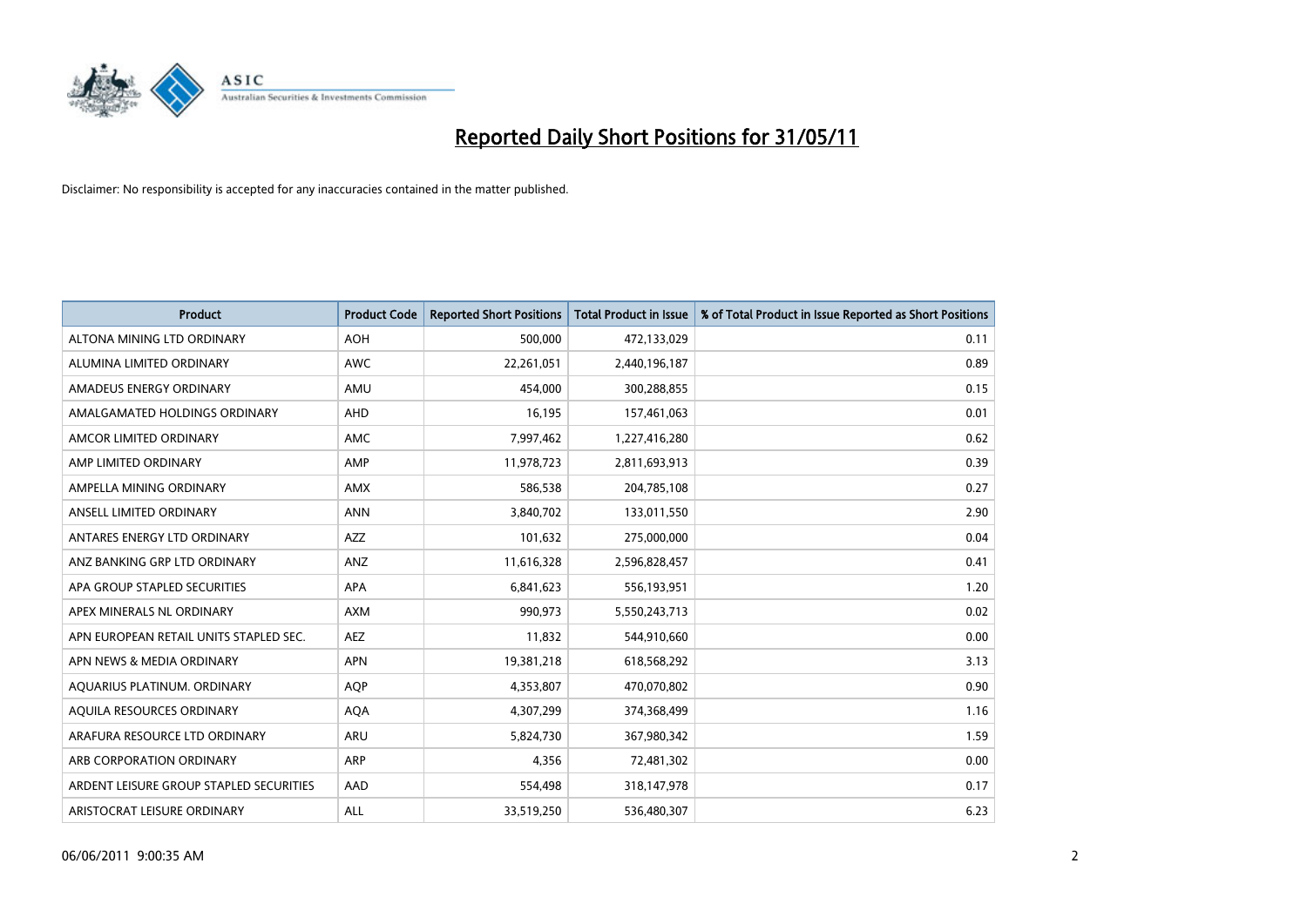# Reported Daily Short Positions for 31/05/11

Disclaimer: No responsibility is accepted for any inaccuracies contained in the matter published.

| Product | Product Code | Reported Short Positions | Total Product in Issue | % of Total Product in Issue Reported as Short Positions |
|---|---|---|---|---|
| ALTONA MINING LTD ORDINARY | AOH | 500,000 | 472,133,029 | 0.11 |
| ALUMINA LIMITED ORDINARY | AWC | 22,261,051 | 2,440,196,187 | 0.89 |
| AMADEUS ENERGY ORDINARY | AMU | 454,000 | 300,288,855 | 0.15 |
| AMALGAMATED HOLDINGS ORDINARY | AHD | 16,195 | 157,461,063 | 0.01 |
| AMCOR LIMITED ORDINARY | AMC | 7,997,462 | 1,227,416,280 | 0.62 |
| AMP LIMITED ORDINARY | AMP | 11,978,723 | 2,811,693,913 | 0.39 |
| AMPELLA MINING ORDINARY | AMX | 586,538 | 204,785,108 | 0.27 |
| ANSELL LIMITED ORDINARY | ANN | 3,840,702 | 133,011,550 | 2.90 |
| ANTARES ENERGY LTD ORDINARY | AZZ | 101,632 | 275,000,000 | 0.04 |
| ANZ BANKING GRP LTD ORDINARY | ANZ | 11,616,328 | 2,596,828,457 | 0.41 |
| APA GROUP STAPLED SECURITIES | APA | 6,841,623 | 556,193,951 | 1.20 |
| APEX MINERALS NL ORDINARY | AXM | 990,973 | 5,550,243,713 | 0.02 |
| APN EUROPEAN RETAIL UNITS STAPLED SEC. | AEZ | 11,832 | 544,910,660 | 0.00 |
| APN NEWS & MEDIA ORDINARY | APN | 19,381,218 | 618,568,292 | 3.13 |
| AQUARIUS PLATINUM. ORDINARY | AQP | 4,353,807 | 470,070,802 | 0.90 |
| AQUILA RESOURCES ORDINARY | AQA | 4,307,299 | 374,368,499 | 1.16 |
| ARAFURA RESOURCE LTD ORDINARY | ARU | 5,824,730 | 367,980,342 | 1.59 |
| ARB CORPORATION ORDINARY | ARP | 4,356 | 72,481,302 | 0.00 |
| ARDENT LEISURE GROUP STAPLED SECURITIES | AAD | 554,498 | 318,147,978 | 0.17 |
| ARISTOCRAT LEISURE ORDINARY | ALL | 33,519,250 | 536,480,307 | 6.23 |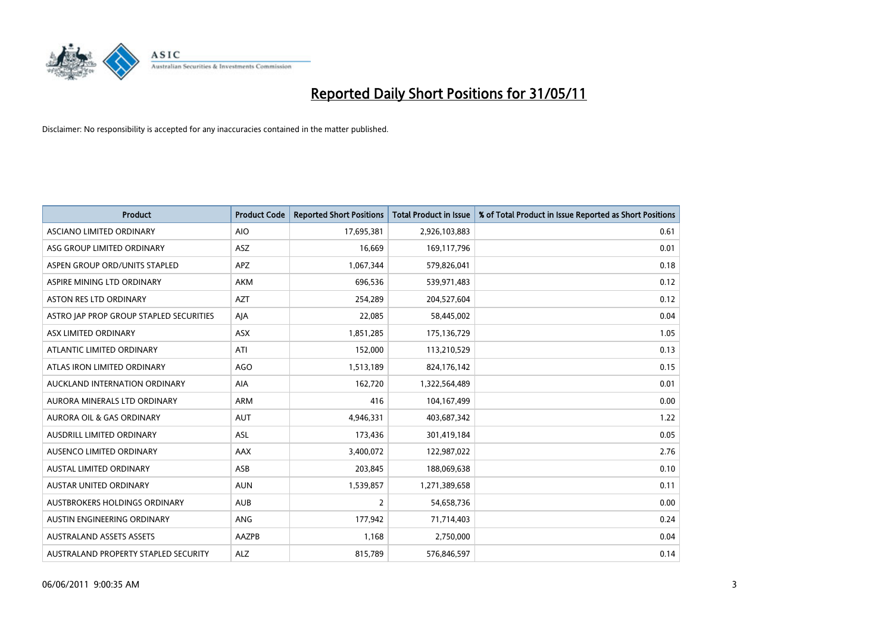# Reported Daily Short Positions for 31/05/11

Disclaimer: No responsibility is accepted for any inaccuracies contained in the matter published.

| Product | Product Code | Reported Short Positions | Total Product in Issue | % of Total Product in Issue Reported as Short Positions |
|---|---|---|---|---|
| ASCIANO LIMITED ORDINARY | AIO | 17,695,381 | 2,926,103,883 | 0.61 |
| ASG GROUP LIMITED ORDINARY | ASZ | 16,669 | 169,117,796 | 0.01 |
| ASPEN GROUP ORD/UNITS STAPLED | APZ | 1,067,344 | 579,826,041 | 0.18 |
| ASPIRE MINING LTD ORDINARY | AKM | 696,536 | 539,971,483 | 0.12 |
| ASTON RES LTD ORDINARY | AZT | 254,289 | 204,527,604 | 0.12 |
| ASTRO JAP PROP GROUP STAPLED SECURITIES | AJA | 22,085 | 58,445,002 | 0.04 |
| ASX LIMITED ORDINARY | ASX | 1,851,285 | 175,136,729 | 1.05 |
| ATLANTIC LIMITED ORDINARY | ATI | 152,000 | 113,210,529 | 0.13 |
| ATLAS IRON LIMITED ORDINARY | AGO | 1,513,189 | 824,176,142 | 0.15 |
| AUCKLAND INTERNATION ORDINARY | AIA | 162,720 | 1,322,564,489 | 0.01 |
| AURORA MINERALS LTD ORDINARY | ARM | 416 | 104,167,499 | 0.00 |
| AURORA OIL & GAS ORDINARY | AUT | 4,946,331 | 403,687,342 | 1.22 |
| AUSDRILL LIMITED ORDINARY | ASL | 173,436 | 301,419,184 | 0.05 |
| AUSENCO LIMITED ORDINARY | AAX | 3,400,072 | 122,987,022 | 2.76 |
| AUSTAL LIMITED ORDINARY | ASB | 203,845 | 188,069,638 | 0.10 |
| AUSTAR UNITED ORDINARY | AUN | 1,539,857 | 1,271,389,658 | 0.11 |
| AUSTBROKERS HOLDINGS ORDINARY | AUB | 2 | 54,658,736 | 0.00 |
| AUSTIN ENGINEERING ORDINARY | ANG | 177,942 | 71,714,403 | 0.24 |
| AUSTRALAND ASSETS ASSETS | AAZPB | 1,168 | 2,750,000 | 0.04 |
| AUSTRALAND PROPERTY STAPLED SECURITY | ALZ | 815,789 | 576,846,597 | 0.14 |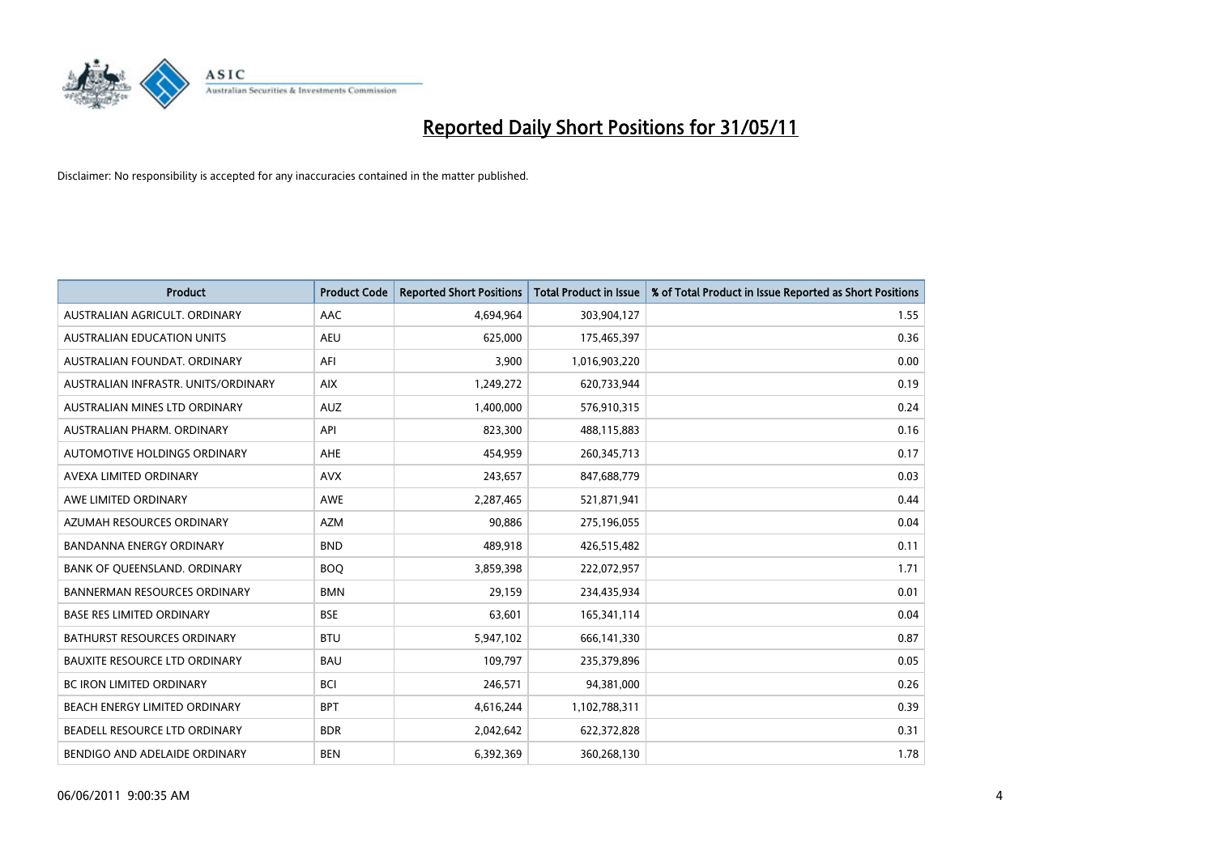# Reported Daily Short Positions for 31/05/11

Disclaimer: No responsibility is accepted for any inaccuracies contained in the matter published.

| Product | Product Code | Reported Short Positions | Total Product in Issue | % of Total Product in Issue Reported as Short Positions |
|---|---|---|---|---|
| AUSTRALIAN AGRICULT. ORDINARY | AAC | 4,694,964 | 303,904,127 | 1.55 |
| AUSTRALIAN EDUCATION UNITS | AEU | 625,000 | 175,465,397 | 0.36 |
| AUSTRALIAN FOUNDAT. ORDINARY | AFI | 3,900 | 1,016,903,220 | 0.00 |
| AUSTRALIAN INFRASTR. UNITS/ORDINARY | AIX | 1,249,272 | 620,733,944 | 0.19 |
| AUSTRALIAN MINES LTD ORDINARY | AUZ | 1,400,000 | 576,910,315 | 0.24 |
| AUSTRALIAN PHARM. ORDINARY | API | 823,300 | 488,115,883 | 0.16 |
| AUTOMOTIVE HOLDINGS ORDINARY | AHE | 454,959 | 260,345,713 | 0.17 |
| AVEXA LIMITED ORDINARY | AVX | 243,657 | 847,688,779 | 0.03 |
| AWE LIMITED ORDINARY | AWE | 2,287,465 | 521,871,941 | 0.44 |
| AZUMAH RESOURCES ORDINARY | AZM | 90,886 | 275,196,055 | 0.04 |
| BANDANNA ENERGY ORDINARY | BND | 489,918 | 426,515,482 | 0.11 |
| BANK OF QUEENSLAND. ORDINARY | BOQ | 3,859,398 | 222,072,957 | 1.71 |
| BANNERMAN RESOURCES ORDINARY | BMN | 29,159 | 234,435,934 | 0.01 |
| BASE RES LIMITED ORDINARY | BSE | 63,601 | 165,341,114 | 0.04 |
| BATHURST RESOURCES ORDINARY | BTU | 5,947,102 | 666,141,330 | 0.87 |
| BAUXITE RESOURCE LTD ORDINARY | BAU | 109,797 | 235,379,896 | 0.05 |
| BC IRON LIMITED ORDINARY | BCI | 246,571 | 94,381,000 | 0.26 |
| BEACH ENERGY LIMITED ORDINARY | BPT | 4,616,244 | 1,102,788,311 | 0.39 |
| BEADELL RESOURCE LTD ORDINARY | BDR | 2,042,642 | 622,372,828 | 0.31 |
| BENDIGO AND ADELAIDE ORDINARY | BEN | 6,392,369 | 360,268,130 | 1.78 |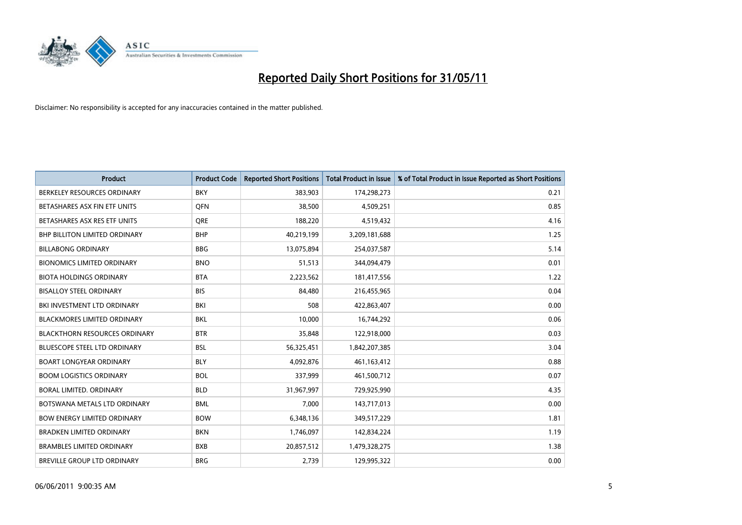# Reported Daily Short Positions for 31/05/11

Disclaimer: No responsibility is accepted for any inaccuracies contained in the matter published.

| Product | Product Code | Reported Short Positions | Total Product in Issue | % of Total Product in Issue Reported as Short Positions |
|---|---|---|---|---|
| BERKELEY RESOURCES ORDINARY | BKY | 383,903 | 174,298,273 | 0.21 |
| BETASHARES ASX FIN ETF UNITS | QFN | 38,500 | 4,509,251 | 0.85 |
| BETASHARES ASX RES ETF UNITS | QRE | 188,220 | 4,519,432 | 4.16 |
| BHP BILLITON LIMITED ORDINARY | BHP | 40,219,199 | 3,209,181,688 | 1.25 |
| BILLABONG ORDINARY | BBG | 13,075,894 | 254,037,587 | 5.14 |
| BIONOMICS LIMITED ORDINARY | BNO | 51,513 | 344,094,479 | 0.01 |
| BIOTA HOLDINGS ORDINARY | BTA | 2,223,562 | 181,417,556 | 1.22 |
| BISALLOY STEEL ORDINARY | BIS | 84,480 | 216,455,965 | 0.04 |
| BKI INVESTMENT LTD ORDINARY | BKI | 508 | 422,863,407 | 0.00 |
| BLACKMORES LIMITED ORDINARY | BKL | 10,000 | 16,744,292 | 0.06 |
| BLACKTHORN RESOURCES ORDINARY | BTR | 35,848 | 122,918,000 | 0.03 |
| BLUESCOPE STEEL LTD ORDINARY | BSL | 56,325,451 | 1,842,207,385 | 3.04 |
| BOART LONGYEAR ORDINARY | BLY | 4,092,876 | 461,163,412 | 0.88 |
| BOOM LOGISTICS ORDINARY | BOL | 337,999 | 461,500,712 | 0.07 |
| BORAL LIMITED. ORDINARY | BLD | 31,967,997 | 729,925,990 | 4.35 |
| BOTSWANA METALS LTD ORDINARY | BML | 7,000 | 143,717,013 | 0.00 |
| BOW ENERGY LIMITED ORDINARY | BOW | 6,348,136 | 349,517,229 | 1.81 |
| BRADKEN LIMITED ORDINARY | BKN | 1,746,097 | 142,834,224 | 1.19 |
| BRAMBLES LIMITED ORDINARY | BXB | 20,857,512 | 1,479,328,275 | 1.38 |
| BREVILLE GROUP LTD ORDINARY | BRG | 2,739 | 129,995,322 | 0.00 |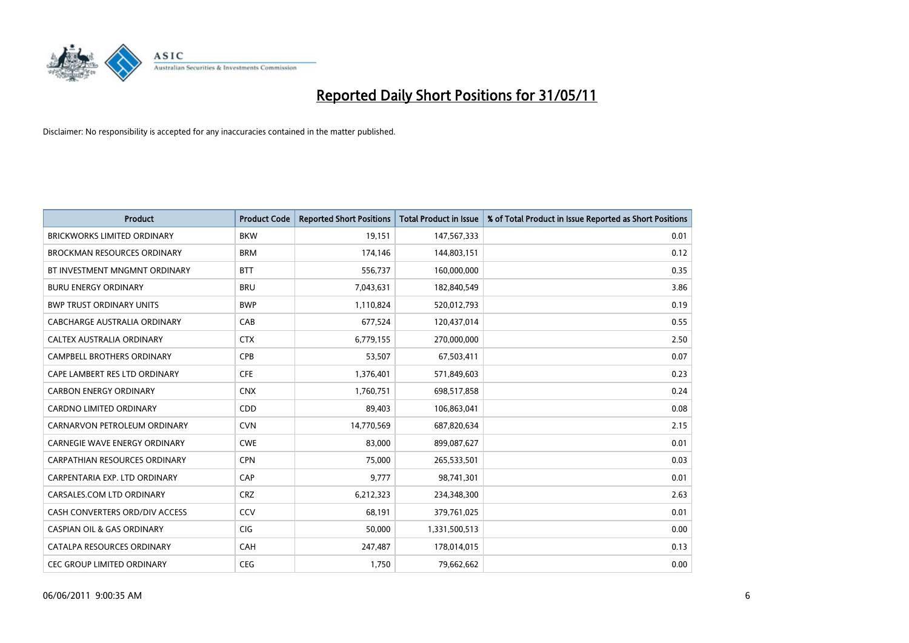# Reported Daily Short Positions for 31/05/11

Disclaimer: No responsibility is accepted for any inaccuracies contained in the matter published.

| Product | Product Code | Reported Short Positions | Total Product in Issue | % of Total Product in Issue Reported as Short Positions |
|---|---|---|---|---|
| BRICKWORKS LIMITED ORDINARY | BKW | 19,151 | 147,567,333 | 0.01 |
| BROCKMAN RESOURCES ORDINARY | BRM | 174,146 | 144,803,151 | 0.12 |
| BT INVESTMENT MNGMNT ORDINARY | BTT | 556,737 | 160,000,000 | 0.35 |
| BURU ENERGY ORDINARY | BRU | 7,043,631 | 182,840,549 | 3.86 |
| BWP TRUST ORDINARY UNITS | BWP | 1,110,824 | 520,012,793 | 0.19 |
| CABCHARGE AUSTRALIA ORDINARY | CAB | 677,524 | 120,437,014 | 0.55 |
| CALTEX AUSTRALIA ORDINARY | CTX | 6,779,155 | 270,000,000 | 2.50 |
| CAMPBELL BROTHERS ORDINARY | CPB | 53,507 | 67,503,411 | 0.07 |
| CAPE LAMBERT RES LTD ORDINARY | CFE | 1,376,401 | 571,849,603 | 0.23 |
| CARBON ENERGY ORDINARY | CNX | 1,760,751 | 698,517,858 | 0.24 |
| CARDNO LIMITED ORDINARY | CDD | 89,403 | 106,863,041 | 0.08 |
| CARNARVON PETROLEUM ORDINARY | CVN | 14,770,569 | 687,820,634 | 2.15 |
| CARNEGIE WAVE ENERGY ORDINARY | CWE | 83,000 | 899,087,627 | 0.01 |
| CARPATHIAN RESOURCES ORDINARY | CPN | 75,000 | 265,533,501 | 0.03 |
| CARPENTARIA EXP. LTD ORDINARY | CAP | 9,777 | 98,741,301 | 0.01 |
| CARSALES.COM LTD ORDINARY | CRZ | 6,212,323 | 234,348,300 | 2.63 |
| CASH CONVERTERS ORD/DIV ACCESS | CCV | 68,191 | 379,761,025 | 0.01 |
| CASPIAN OIL & GAS ORDINARY | CIG | 50,000 | 1,331,500,513 | 0.00 |
| CATALPA RESOURCES ORDINARY | CAH | 247,487 | 178,014,015 | 0.13 |
| CEC GROUP LIMITED ORDINARY | CEG | 1,750 | 79,662,662 | 0.00 |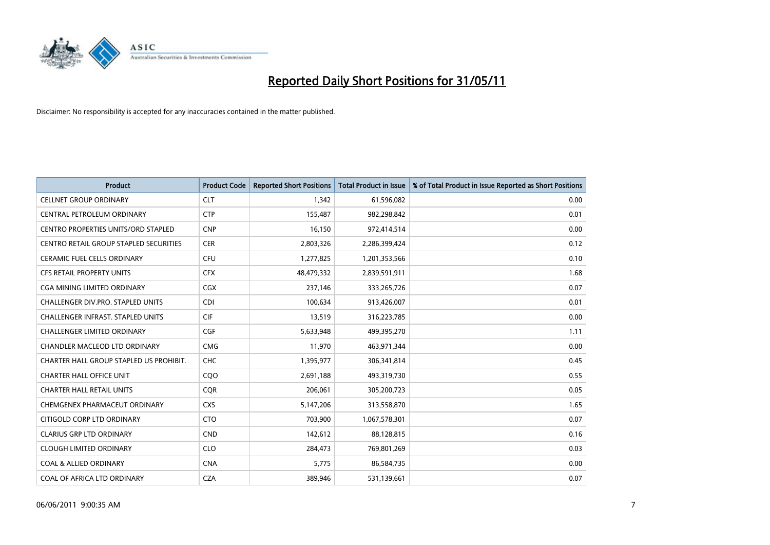# Reported Daily Short Positions for 31/05/11

Disclaimer: No responsibility is accepted for any inaccuracies contained in the matter published.

| Product | Product Code | Reported Short Positions | Total Product in Issue | % of Total Product in Issue Reported as Short Positions |
|---|---|---|---|---|
| CELLNET GROUP ORDINARY | CLT | 1,342 | 61,596,082 | 0.00 |
| CENTRAL PETROLEUM ORDINARY | CTP | 155,487 | 982,298,842 | 0.01 |
| CENTRO PROPERTIES UNITS/ORD STAPLED | CNP | 16,150 | 972,414,514 | 0.00 |
| CENTRO RETAIL GROUP STAPLED SECURITIES | CER | 2,803,326 | 2,286,399,424 | 0.12 |
| CERAMIC FUEL CELLS ORDINARY | CFU | 1,277,825 | 1,201,353,566 | 0.10 |
| CFS RETAIL PROPERTY UNITS | CFX | 48,479,332 | 2,839,591,911 | 1.68 |
| CGA MINING LIMITED ORDINARY | CGX | 237,146 | 333,265,726 | 0.07 |
| CHALLENGER DIV.PRO. STAPLED UNITS | CDI | 100,634 | 913,426,007 | 0.01 |
| CHALLENGER INFRAST. STAPLED UNITS | CIF | 13,519 | 316,223,785 | 0.00 |
| CHALLENGER LIMITED ORDINARY | CGF | 5,633,948 | 499,395,270 | 1.11 |
| CHANDLER MACLEOD LTD ORDINARY | CMG | 11,970 | 463,971,344 | 0.00 |
| CHARTER HALL GROUP STAPLED US PROHIBIT. | CHC | 1,395,977 | 306,341,814 | 0.45 |
| CHARTER HALL OFFICE UNIT | CQO | 2,691,188 | 493,319,730 | 0.55 |
| CHARTER HALL RETAIL UNITS | CQR | 206,061 | 305,200,723 | 0.05 |
| CHEMGENEX PHARMACEUT ORDINARY | CXS | 5,147,206 | 313,558,870 | 1.65 |
| CITIGOLD CORP LTD ORDINARY | CTO | 703,900 | 1,067,578,301 | 0.07 |
| CLARIUS GRP LTD ORDINARY | CND | 142,612 | 88,128,815 | 0.16 |
| CLOUGH LIMITED ORDINARY | CLO | 284,473 | 769,801,269 | 0.03 |
| COAL & ALLIED ORDINARY | CNA | 5,775 | 86,584,735 | 0.00 |
| COAL OF AFRICA LTD ORDINARY | CZA | 389,946 | 531,139,661 | 0.07 |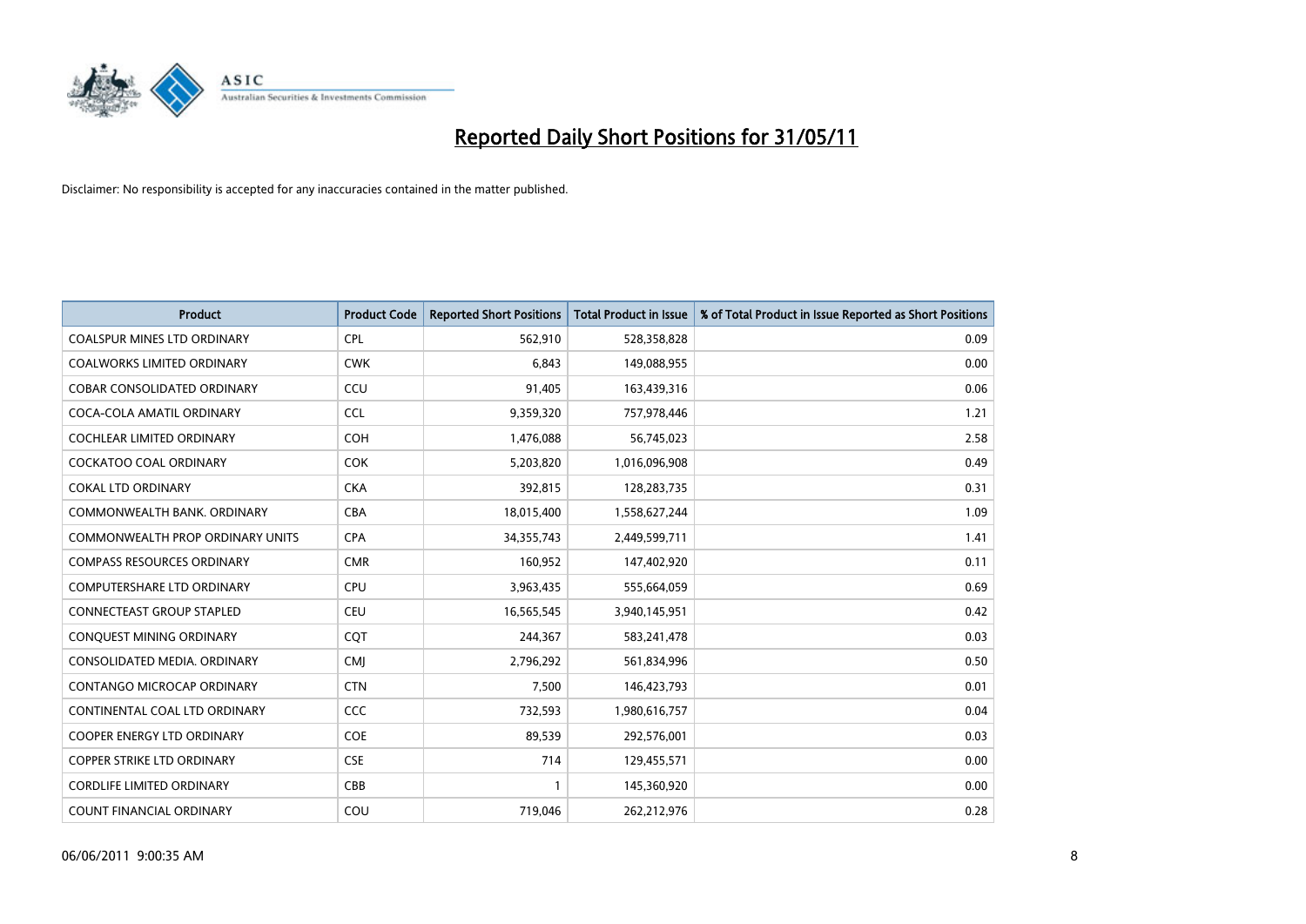# Reported Daily Short Positions for 31/05/11

Disclaimer: No responsibility is accepted for any inaccuracies contained in the matter published.

| Product | Product Code | Reported Short Positions | Total Product in Issue | % of Total Product in Issue Reported as Short Positions |
|---|---|---|---|---|
| COALSPUR MINES LTD ORDINARY | CPL | 562,910 | 528,358,828 | 0.09 |
| COALWORKS LIMITED ORDINARY | CWK | 6,843 | 149,088,955 | 0.00 |
| COBAR CONSOLIDATED ORDINARY | CCU | 91,405 | 163,439,316 | 0.06 |
| COCA-COLA AMATIL ORDINARY | CCL | 9,359,320 | 757,978,446 | 1.21 |
| COCHLEAR LIMITED ORDINARY | COH | 1,476,088 | 56,745,023 | 2.58 |
| COCKATOO COAL ORDINARY | COK | 5,203,820 | 1,016,096,908 | 0.49 |
| COKAL LTD ORDINARY | CKA | 392,815 | 128,283,735 | 0.31 |
| COMMONWEALTH BANK. ORDINARY | CBA | 18,015,400 | 1,558,627,244 | 1.09 |
| COMMONWEALTH PROP ORDINARY UNITS | CPA | 34,355,743 | 2,449,599,711 | 1.41 |
| COMPASS RESOURCES ORDINARY | CMR | 160,952 | 147,402,920 | 0.11 |
| COMPUTERSHARE LTD ORDINARY | CPU | 3,963,435 | 555,664,059 | 0.69 |
| CONNECTEAST GROUP STAPLED | CEU | 16,565,545 | 3,940,145,951 | 0.42 |
| CONQUEST MINING ORDINARY | CQT | 244,367 | 583,241,478 | 0.03 |
| CONSOLIDATED MEDIA. ORDINARY | CMJ | 2,796,292 | 561,834,996 | 0.50 |
| CONTANGO MICROCAP ORDINARY | CTN | 7,500 | 146,423,793 | 0.01 |
| CONTINENTAL COAL LTD ORDINARY | CCC | 732,593 | 1,980,616,757 | 0.04 |
| COOPER ENERGY LTD ORDINARY | COE | 89,539 | 292,576,001 | 0.03 |
| COPPER STRIKE LTD ORDINARY | CSE | 714 | 129,455,571 | 0.00 |
| CORDLIFE LIMITED ORDINARY | CBB | 1 | 145,360,920 | 0.00 |
| COUNT FINANCIAL ORDINARY | COU | 719,046 | 262,212,976 | 0.28 |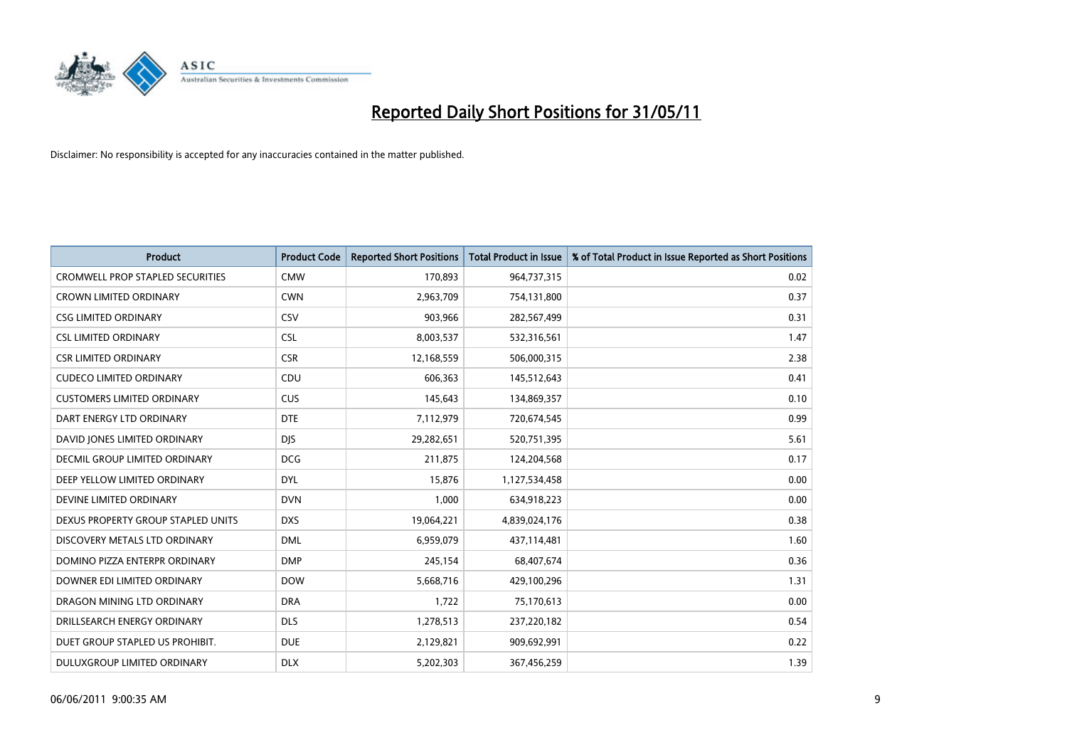# Reported Daily Short Positions for 31/05/11

Disclaimer: No responsibility is accepted for any inaccuracies contained in the matter published.

| Product | Product Code | Reported Short Positions | Total Product in Issue | % of Total Product in Issue Reported as Short Positions |
|---|---|---|---|---|
| CROMWELL PROP STAPLED SECURITIES | CMW | 170,893 | 964,737,315 | 0.02 |
| CROWN LIMITED ORDINARY | CWN | 2,963,709 | 754,131,800 | 0.37 |
| CSG LIMITED ORDINARY | CSV | 903,966 | 282,567,499 | 0.31 |
| CSL LIMITED ORDINARY | CSL | 8,003,537 | 532,316,561 | 1.47 |
| CSR LIMITED ORDINARY | CSR | 12,168,559 | 506,000,315 | 2.38 |
| CUDECO LIMITED ORDINARY | CDU | 606,363 | 145,512,643 | 0.41 |
| CUSTOMERS LIMITED ORDINARY | CUS | 145,643 | 134,869,357 | 0.10 |
| DART ENERGY LTD ORDINARY | DTE | 7,112,979 | 720,674,545 | 0.99 |
| DAVID JONES LIMITED ORDINARY | DJS | 29,282,651 | 520,751,395 | 5.61 |
| DECMIL GROUP LIMITED ORDINARY | DCG | 211,875 | 124,204,568 | 0.17 |
| DEEP YELLOW LIMITED ORDINARY | DYL | 15,876 | 1,127,534,458 | 0.00 |
| DEVINE LIMITED ORDINARY | DVN | 1,000 | 634,918,223 | 0.00 |
| DEXUS PROPERTY GROUP STAPLED UNITS | DXS | 19,064,221 | 4,839,024,176 | 0.38 |
| DISCOVERY METALS LTD ORDINARY | DML | 6,959,079 | 437,114,481 | 1.60 |
| DOMINO PIZZA ENTERPR ORDINARY | DMP | 245,154 | 68,407,674 | 0.36 |
| DOWNER EDI LIMITED ORDINARY | DOW | 5,668,716 | 429,100,296 | 1.31 |
| DRAGON MINING LTD ORDINARY | DRA | 1,722 | 75,170,613 | 0.00 |
| DRILLSEARCH ENERGY ORDINARY | DLS | 1,278,513 | 237,220,182 | 0.54 |
| DUET GROUP STAPLED US PROHIBIT. | DUE | 2,129,821 | 909,692,991 | 0.22 |
| DULUXGROUP LIMITED ORDINARY | DLX | 5,202,303 | 367,456,259 | 1.39 |

06/06/2011 9:00:35 AM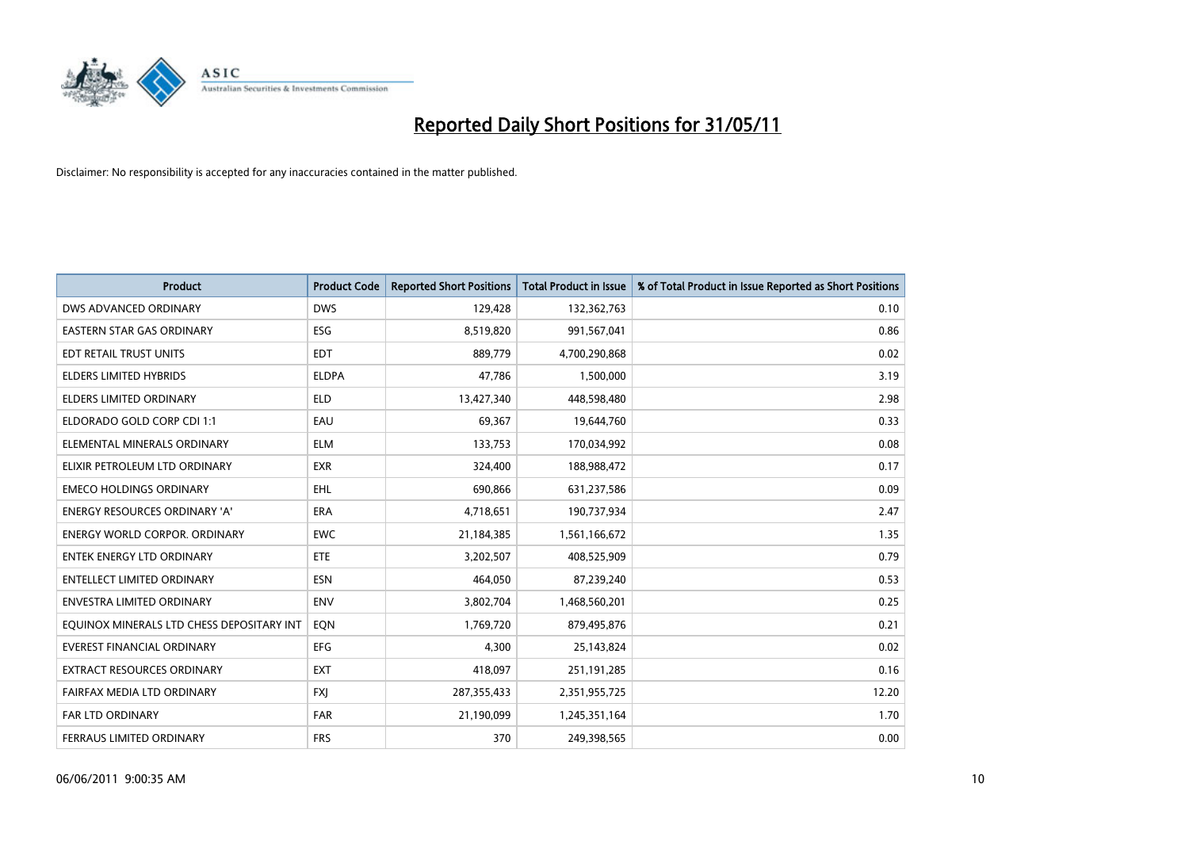# Reported Daily Short Positions for 31/05/11

Disclaimer: No responsibility is accepted for any inaccuracies contained in the matter published.

| Product | Product Code | Reported Short Positions | Total Product in Issue | % of Total Product in Issue Reported as Short Positions |
|---|---|---|---|---|
| DWS ADVANCED ORDINARY | DWS | 129,428 | 132,362,763 | 0.10 |
| EASTERN STAR GAS ORDINARY | ESG | 8,519,820 | 991,567,041 | 0.86 |
| EDT RETAIL TRUST UNITS | EDT | 889,779 | 4,700,290,868 | 0.02 |
| ELDERS LIMITED HYBRIDS | ELDPA | 47,786 | 1,500,000 | 3.19 |
| ELDERS LIMITED ORDINARY | ELD | 13,427,340 | 448,598,480 | 2.98 |
| ELDORADO GOLD CORP CDI 1:1 | EAU | 69,367 | 19,644,760 | 0.33 |
| ELEMENTAL MINERALS ORDINARY | ELM | 133,753 | 170,034,992 | 0.08 |
| ELIXIR PETROLEUM LTD ORDINARY | EXR | 324,400 | 188,988,472 | 0.17 |
| EMECO HOLDINGS ORDINARY | EHL | 690,866 | 631,237,586 | 0.09 |
| ENERGY RESOURCES ORDINARY 'A' | ERA | 4,718,651 | 190,737,934 | 2.47 |
| ENERGY WORLD CORPOR. ORDINARY | EWC | 21,184,385 | 1,561,166,672 | 1.35 |
| ENTEK ENERGY LTD ORDINARY | ETE | 3,202,507 | 408,525,909 | 0.79 |
| ENTELLECT LIMITED ORDINARY | ESN | 464,050 | 87,239,240 | 0.53 |
| ENVESTRA LIMITED ORDINARY | ENV | 3,802,704 | 1,468,560,201 | 0.25 |
| EQUINOX MINERALS LTD CHESS DEPOSITARY INT | EQN | 1,769,720 | 879,495,876 | 0.21 |
| EVEREST FINANCIAL ORDINARY | EFG | 4,300 | 25,143,824 | 0.02 |
| EXTRACT RESOURCES ORDINARY | EXT | 418,097 | 251,191,285 | 0.16 |
| FAIRFAX MEDIA LTD ORDINARY | FXJ | 287,355,433 | 2,351,955,725 | 12.20 |
| FAR LTD ORDINARY | FAR | 21,190,099 | 1,245,351,164 | 1.70 |
| FERRAUS LIMITED ORDINARY | FRS | 370 | 249,398,565 | 0.00 |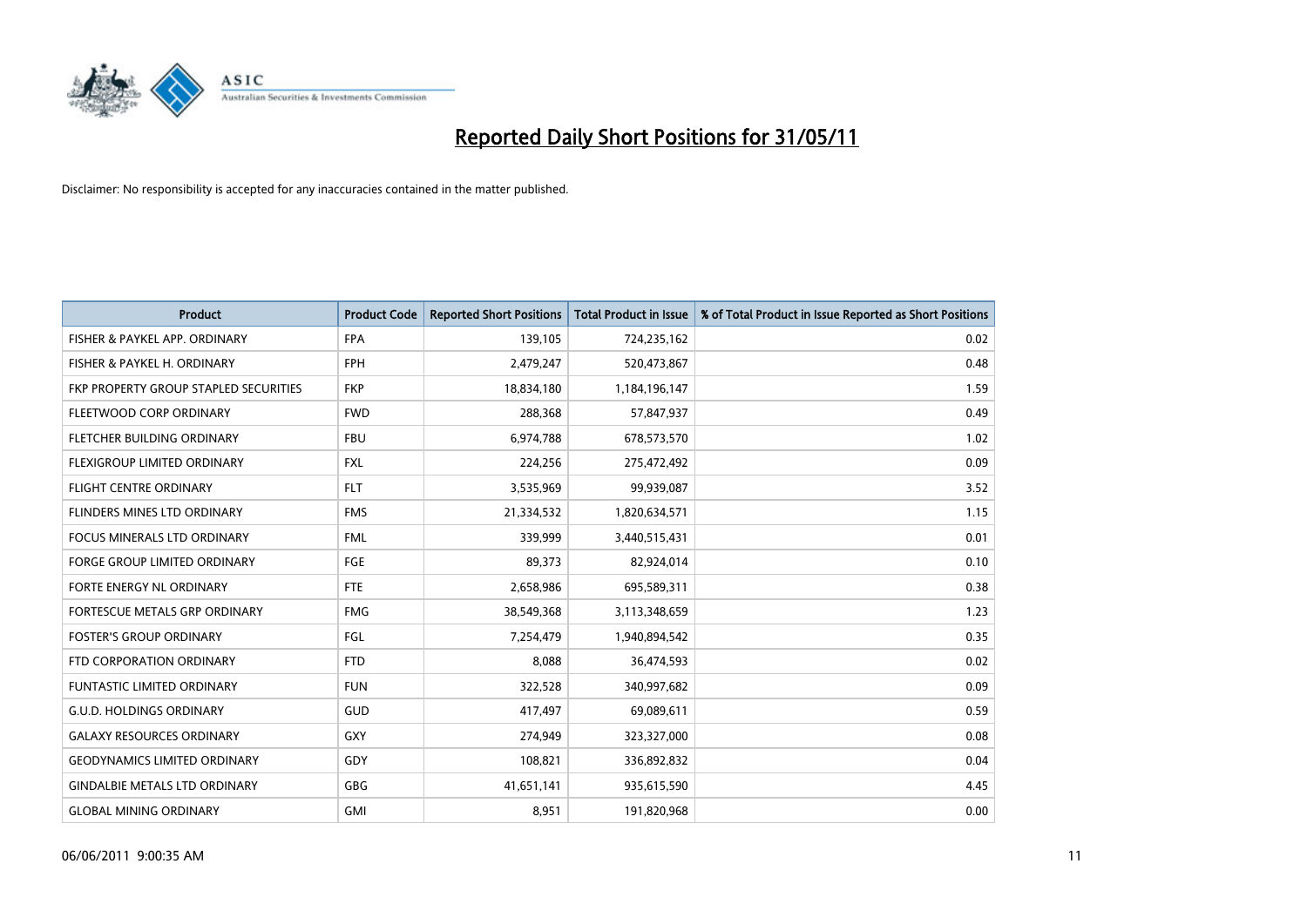# Reported Daily Short Positions for 31/05/11

Disclaimer: No responsibility is accepted for any inaccuracies contained in the matter published.

| Product | Product Code | Reported Short Positions | Total Product in Issue | % of Total Product in Issue Reported as Short Positions |
|---|---|---|---|---|
| FISHER & PAYKEL APP. ORDINARY | FPA | 139,105 | 724,235,162 | 0.02 |
| FISHER & PAYKEL H. ORDINARY | FPH | 2,479,247 | 520,473,867 | 0.48 |
| FKP PROPERTY GROUP STAPLED SECURITIES | FKP | 18,834,180 | 1,184,196,147 | 1.59 |
| FLEETWOOD CORP ORDINARY | FWD | 288,368 | 57,847,937 | 0.49 |
| FLETCHER BUILDING ORDINARY | FBU | 6,974,788 | 678,573,570 | 1.02 |
| FLEXIGROUP LIMITED ORDINARY | FXL | 224,256 | 275,472,492 | 0.09 |
| FLIGHT CENTRE ORDINARY | FLT | 3,535,969 | 99,939,087 | 3.52 |
| FLINDERS MINES LTD ORDINARY | FMS | 21,334,532 | 1,820,634,571 | 1.15 |
| FOCUS MINERALS LTD ORDINARY | FML | 339,999 | 3,440,515,431 | 0.01 |
| FORGE GROUP LIMITED ORDINARY | FGE | 89,373 | 82,924,014 | 0.10 |
| FORTE ENERGY NL ORDINARY | FTE | 2,658,986 | 695,589,311 | 0.38 |
| FORTESCUE METALS GRP ORDINARY | FMG | 38,549,368 | 3,113,348,659 | 1.23 |
| FOSTER'S GROUP ORDINARY | FGL | 7,254,479 | 1,940,894,542 | 0.35 |
| FTD CORPORATION ORDINARY | FTD | 8,088 | 36,474,593 | 0.02 |
| FUNTASTIC LIMITED ORDINARY | FUN | 322,528 | 340,997,682 | 0.09 |
| G.U.D. HOLDINGS ORDINARY | GUD | 417,497 | 69,089,611 | 0.59 |
| GALAXY RESOURCES ORDINARY | GXY | 274,949 | 323,327,000 | 0.08 |
| GEODYNAMICS LIMITED ORDINARY | GDY | 108,821 | 336,892,832 | 0.04 |
| GINDALBIE METALS LTD ORDINARY | GBG | 41,651,141 | 935,615,590 | 4.45 |
| GLOBAL MINING ORDINARY | GMI | 8,951 | 191,820,968 | 0.00 |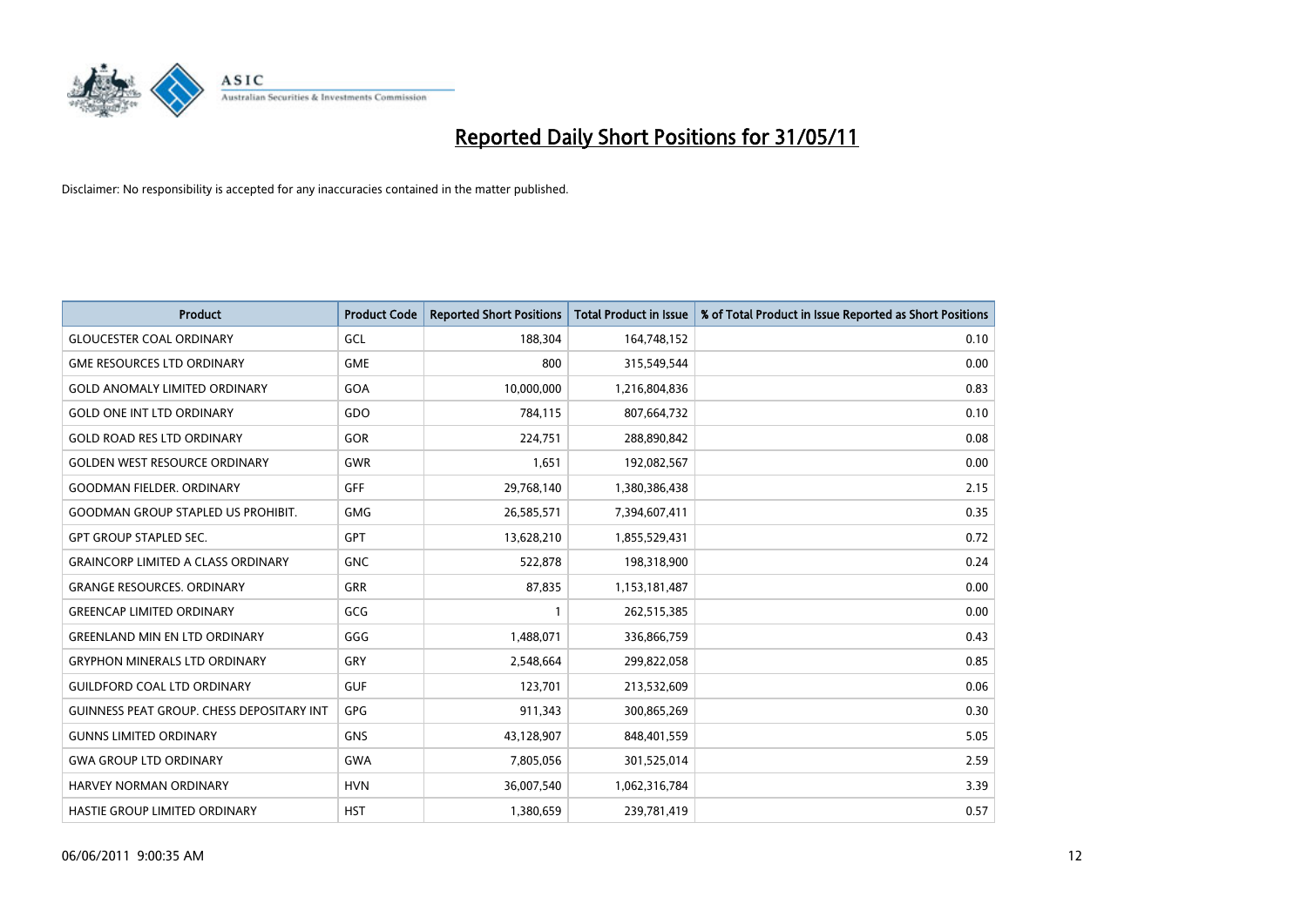# Reported Daily Short Positions for 31/05/11

Disclaimer: No responsibility is accepted for any inaccuracies contained in the matter published.

| Product | Product Code | Reported Short Positions | Total Product in Issue | % of Total Product in Issue Reported as Short Positions |
|---|---|---|---|---|
| GLOUCESTER COAL ORDINARY | GCL | 188,304 | 164,748,152 | 0.10 |
| GME RESOURCES LTD ORDINARY | GME | 800 | 315,549,544 | 0.00 |
| GOLD ANOMALY LIMITED ORDINARY | GOA | 10,000,000 | 1,216,804,836 | 0.83 |
| GOLD ONE INT LTD ORDINARY | GDO | 784,115 | 807,664,732 | 0.10 |
| GOLD ROAD RES LTD ORDINARY | GOR | 224,751 | 288,890,842 | 0.08 |
| GOLDEN WEST RESOURCE ORDINARY | GWR | 1,651 | 192,082,567 | 0.00 |
| GOODMAN FIELDER. ORDINARY | GFF | 29,768,140 | 1,380,386,438 | 2.15 |
| GOODMAN GROUP STAPLED US PROHIBIT. | GMG | 26,585,571 | 7,394,607,411 | 0.35 |
| GPT GROUP STAPLED SEC. | GPT | 13,628,210 | 1,855,529,431 | 0.72 |
| GRAINCORP LIMITED A CLASS ORDINARY | GNC | 522,878 | 198,318,900 | 0.24 |
| GRANGE RESOURCES. ORDINARY | GRR | 87,835 | 1,153,181,487 | 0.00 |
| GREENCAP LIMITED ORDINARY | GCG | 1 | 262,515,385 | 0.00 |
| GREENLAND MIN EN LTD ORDINARY | GGG | 1,488,071 | 336,866,759 | 0.43 |
| GRYPHON MINERALS LTD ORDINARY | GRY | 2,548,664 | 299,822,058 | 0.85 |
| GUILDFORD COAL LTD ORDINARY | GUF | 123,701 | 213,532,609 | 0.06 |
| GUINNESS PEAT GROUP. CHESS DEPOSITARY INT | GPG | 911,343 | 300,865,269 | 0.30 |
| GUNNS LIMITED ORDINARY | GNS | 43,128,907 | 848,401,559 | 5.05 |
| GWA GROUP LTD ORDINARY | GWA | 7,805,056 | 301,525,014 | 2.59 |
| HARVEY NORMAN ORDINARY | HVN | 36,007,540 | 1,062,316,784 | 3.39 |
| HASTIE GROUP LIMITED ORDINARY | HST | 1,380,659 | 239,781,419 | 0.57 |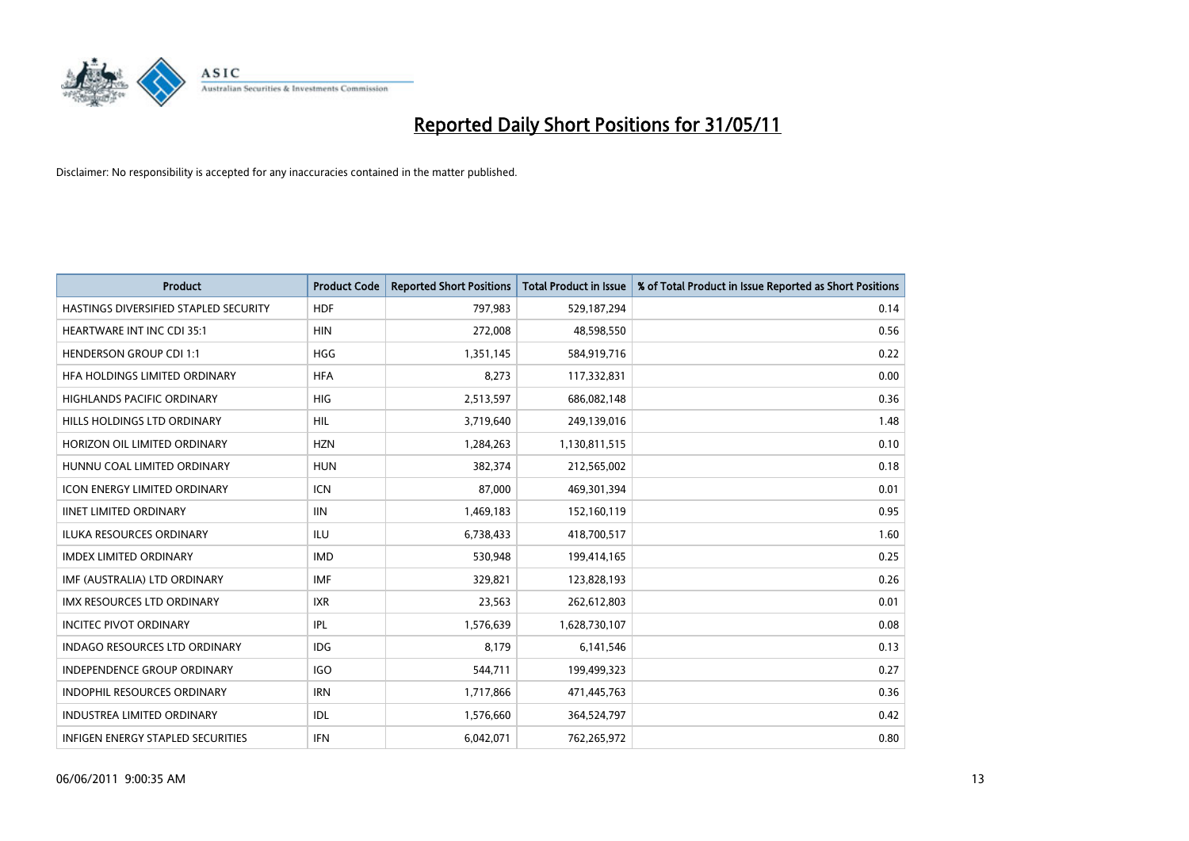# Reported Daily Short Positions for 31/05/11

Disclaimer: No responsibility is accepted for any inaccuracies contained in the matter published.

| Product | Product Code | Reported Short Positions | Total Product in Issue | % of Total Product in Issue Reported as Short Positions |
|---|---|---|---|---|
| HASTINGS DIVERSIFIED STAPLED SECURITY | HDF | 797,983 | 529,187,294 | 0.14 |
| HEARTWARE INT INC CDI 35:1 | HIN | 272,008 | 48,598,550 | 0.56 |
| HENDERSON GROUP CDI 1:1 | HGG | 1,351,145 | 584,919,716 | 0.22 |
| HFA HOLDINGS LIMITED ORDINARY | HFA | 8,273 | 117,332,831 | 0.00 |
| HIGHLANDS PACIFIC ORDINARY | HIG | 2,513,597 | 686,082,148 | 0.36 |
| HILLS HOLDINGS LTD ORDINARY | HIL | 3,719,640 | 249,139,016 | 1.48 |
| HORIZON OIL LIMITED ORDINARY | HZN | 1,284,263 | 1,130,811,515 | 0.10 |
| HUNNU COAL LIMITED ORDINARY | HUN | 382,374 | 212,565,002 | 0.18 |
| ICON ENERGY LIMITED ORDINARY | ICN | 87,000 | 469,301,394 | 0.01 |
| IINET LIMITED ORDINARY | IIN | 1,469,183 | 152,160,119 | 0.95 |
| ILUKA RESOURCES ORDINARY | ILU | 6,738,433 | 418,700,517 | 1.60 |
| IMDEX LIMITED ORDINARY | IMD | 530,948 | 199,414,165 | 0.25 |
| IMF (AUSTRALIA) LTD ORDINARY | IMF | 329,821 | 123,828,193 | 0.26 |
| IMX RESOURCES LTD ORDINARY | IXR | 23,563 | 262,612,803 | 0.01 |
| INCITEC PIVOT ORDINARY | IPL | 1,576,639 | 1,628,730,107 | 0.08 |
| INDAGO RESOURCES LTD ORDINARY | IDG | 8,179 | 6,141,546 | 0.13 |
| INDEPENDENCE GROUP ORDINARY | IGO | 544,711 | 199,499,323 | 0.27 |
| INDOPHIL RESOURCES ORDINARY | IRN | 1,717,866 | 471,445,763 | 0.36 |
| INDUSTREA LIMITED ORDINARY | IDL | 1,576,660 | 364,524,797 | 0.42 |
| INFIGEN ENERGY STAPLED SECURITIES | IFN | 6,042,071 | 762,265,972 | 0.80 |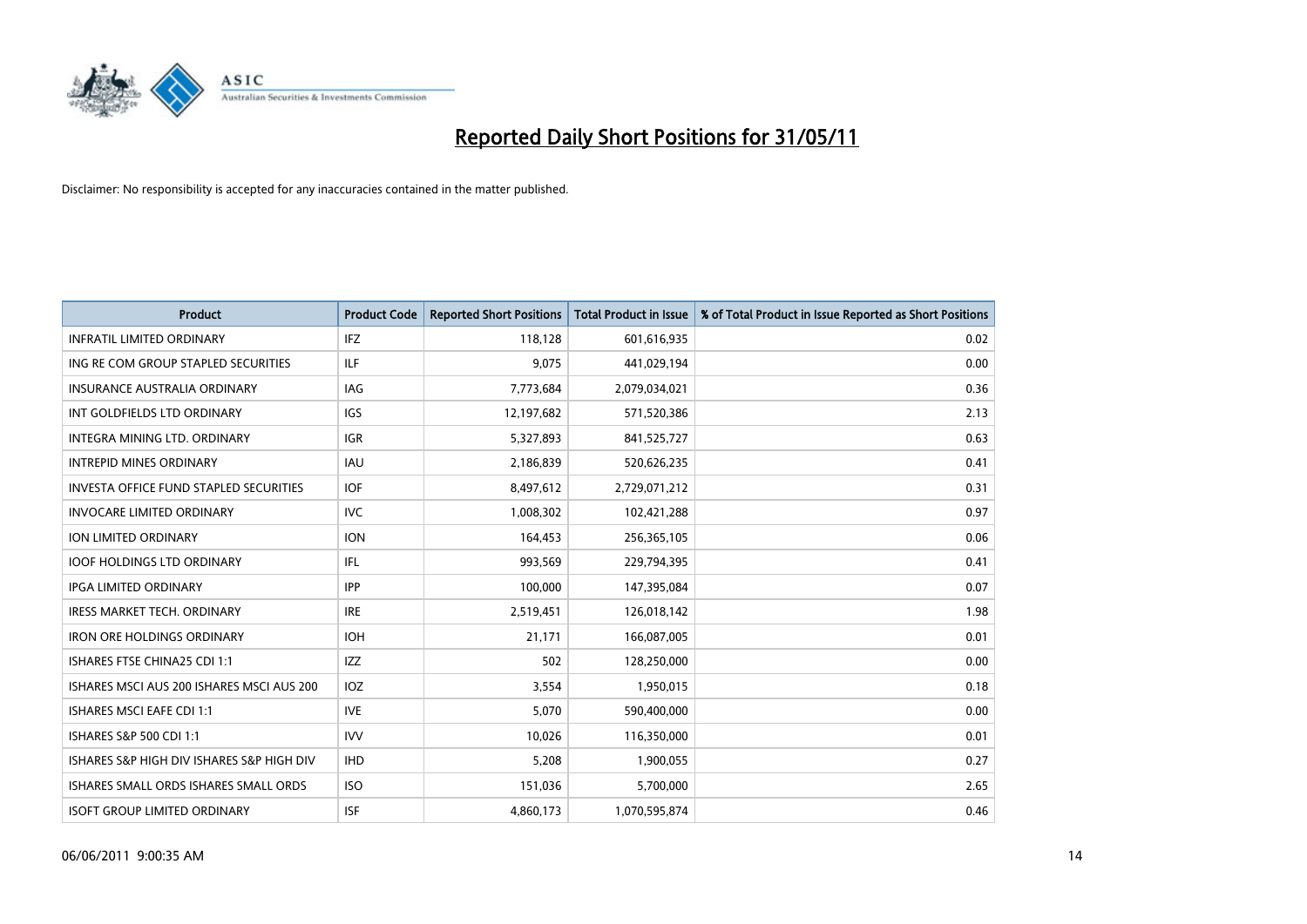# Reported Daily Short Positions for 31/05/11

Disclaimer: No responsibility is accepted for any inaccuracies contained in the matter published.

| Product | Product Code | Reported Short Positions | Total Product in Issue | % of Total Product in Issue Reported as Short Positions |
|---|---|---|---|---|
| INFRATIL LIMITED ORDINARY | IFZ | 118,128 | 601,616,935 | 0.02 |
| ING RE COM GROUP STAPLED SECURITIES | ILF | 9,075 | 441,029,194 | 0.00 |
| INSURANCE AUSTRALIA ORDINARY | IAG | 7,773,684 | 2,079,034,021 | 0.36 |
| INT GOLDFIELDS LTD ORDINARY | IGS | 12,197,682 | 571,520,386 | 2.13 |
| INTEGRA MINING LTD. ORDINARY | IGR | 5,327,893 | 841,525,727 | 0.63 |
| INTREPID MINES ORDINARY | IAU | 2,186,839 | 520,626,235 | 0.41 |
| INVESTA OFFICE FUND STAPLED SECURITIES | IOF | 8,497,612 | 2,729,071,212 | 0.31 |
| INVOCARE LIMITED ORDINARY | IVC | 1,008,302 | 102,421,288 | 0.97 |
| ION LIMITED ORDINARY | ION | 164,453 | 256,365,105 | 0.06 |
| IOOF HOLDINGS LTD ORDINARY | IFL | 993,569 | 229,794,395 | 0.41 |
| IPGA LIMITED ORDINARY | IPP | 100,000 | 147,395,084 | 0.07 |
| IRESS MARKET TECH. ORDINARY | IRE | 2,519,451 | 126,018,142 | 1.98 |
| IRON ORE HOLDINGS ORDINARY | IOH | 21,171 | 166,087,005 | 0.01 |
| ISHARES FTSE CHINA25 CDI 1:1 | IZZ | 502 | 128,250,000 | 0.00 |
| ISHARES MSCI AUS 200 ISHARES MSCI AUS 200 | IOZ | 3,554 | 1,950,015 | 0.18 |
| ISHARES MSCI EAFE CDI 1:1 | IVE | 5,070 | 590,400,000 | 0.00 |
| ISHARES S&P 500 CDI 1:1 | IVV | 10,026 | 116,350,000 | 0.01 |
| ISHARES S&P HIGH DIV ISHARES S&P HIGH DIV | IHD | 5,208 | 1,900,055 | 0.27 |
| ISHARES SMALL ORDS ISHARES SMALL ORDS | ISO | 151,036 | 5,700,000 | 2.65 |
| ISOFT GROUP LIMITED ORDINARY | ISF | 4,860,173 | 1,070,595,874 | 0.46 |

06/06/2011 9:00:35 AM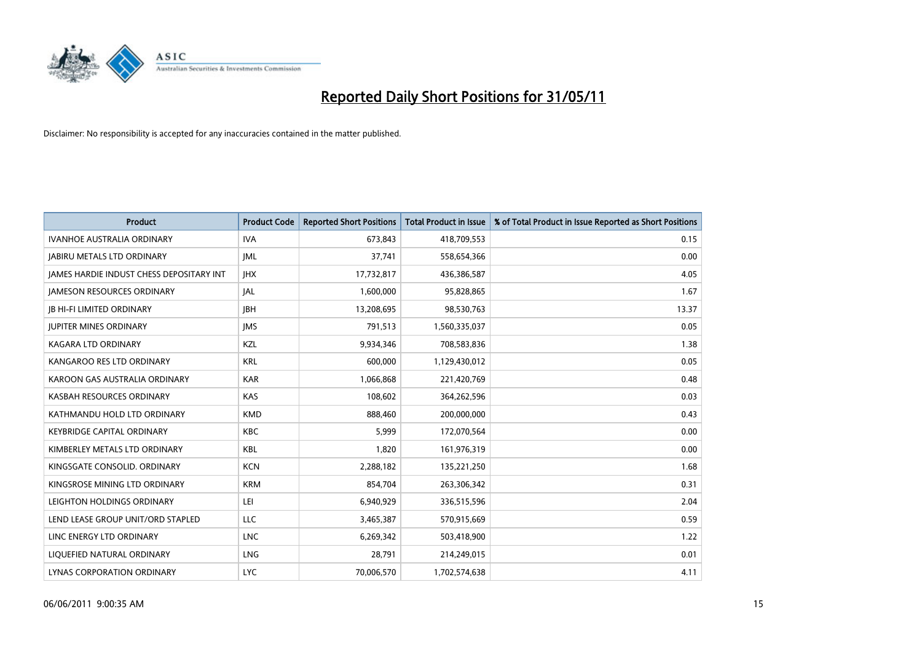# Reported Daily Short Positions for 31/05/11

Disclaimer: No responsibility is accepted for any inaccuracies contained in the matter published.

| Product | Product Code | Reported Short Positions | Total Product in Issue | % of Total Product in Issue Reported as Short Positions |
|---|---|---|---|---|
| IVANHOE AUSTRALIA ORDINARY | IVA | 673,843 | 418,709,553 | 0.15 |
| JABIRU METALS LTD ORDINARY | JML | 37,741 | 558,654,366 | 0.00 |
| JAMES HARDIE INDUST CHESS DEPOSITARY INT | JHX | 17,732,817 | 436,386,587 | 4.05 |
| JAMESON RESOURCES ORDINARY | JAL | 1,600,000 | 95,828,865 | 1.67 |
| JB HI-FI LIMITED ORDINARY | JBH | 13,208,695 | 98,530,763 | 13.37 |
| JUPITER MINES ORDINARY | JMS | 791,513 | 1,560,335,037 | 0.05 |
| KAGARA LTD ORDINARY | KZL | 9,934,346 | 708,583,836 | 1.38 |
| KANGAROO RES LTD ORDINARY | KRL | 600,000 | 1,129,430,012 | 0.05 |
| KAROON GAS AUSTRALIA ORDINARY | KAR | 1,066,868 | 221,420,769 | 0.48 |
| KASBAH RESOURCES ORDINARY | KAS | 108,602 | 364,262,596 | 0.03 |
| KATHMANDU HOLD LTD ORDINARY | KMD | 888,460 | 200,000,000 | 0.43 |
| KEYBRIDGE CAPITAL ORDINARY | KBC | 5,999 | 172,070,564 | 0.00 |
| KIMBERLEY METALS LTD ORDINARY | KBL | 1,820 | 161,976,319 | 0.00 |
| KINGSGATE CONSOLID. ORDINARY | KCN | 2,288,182 | 135,221,250 | 1.68 |
| KINGSROSE MINING LTD ORDINARY | KRM | 854,704 | 263,306,342 | 0.31 |
| LEIGHTON HOLDINGS ORDINARY | LEI | 6,940,929 | 336,515,596 | 2.04 |
| LEND LEASE GROUP UNIT/ORD STAPLED | LLC | 3,465,387 | 570,915,669 | 0.59 |
| LINC ENERGY LTD ORDINARY | LNC | 6,269,342 | 503,418,900 | 1.22 |
| LIQUEFIED NATURAL ORDINARY | LNG | 28,791 | 214,249,015 | 0.01 |
| LYNAS CORPORATION ORDINARY | LYC | 70,006,570 | 1,702,574,638 | 4.11 |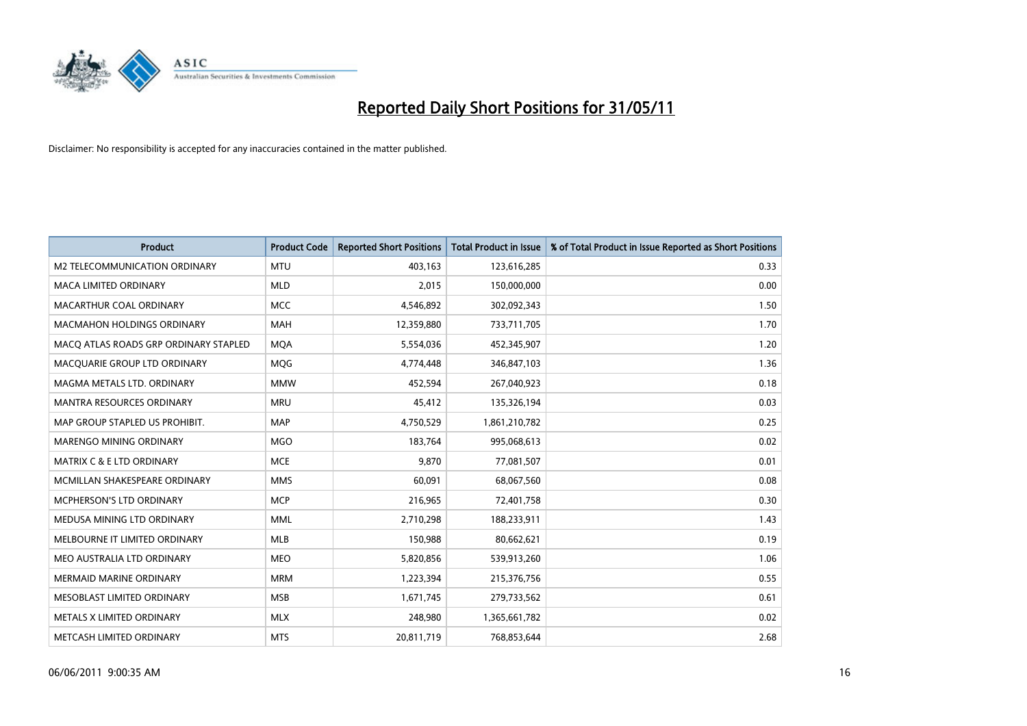# Reported Daily Short Positions for 31/05/11

Disclaimer: No responsibility is accepted for any inaccuracies contained in the matter published.

| Product | Product Code | Reported Short Positions | Total Product in Issue | % of Total Product in Issue Reported as Short Positions |
|---|---|---|---|---|
| M2 TELECOMMUNICATION ORDINARY | MTU | 403,163 | 123,616,285 | 0.33 |
| MACA LIMITED ORDINARY | MLD | 2,015 | 150,000,000 | 0.00 |
| MACARTHUR COAL ORDINARY | MCC | 4,546,892 | 302,092,343 | 1.50 |
| MACMAHON HOLDINGS ORDINARY | MAH | 12,359,880 | 733,711,705 | 1.70 |
| MACQ ATLAS ROADS GRP ORDINARY STAPLED | MQA | 5,554,036 | 452,345,907 | 1.20 |
| MACQUARIE GROUP LTD ORDINARY | MQG | 4,774,448 | 346,847,103 | 1.36 |
| MAGMA METALS LTD. ORDINARY | MMW | 452,594 | 267,040,923 | 0.18 |
| MANTRA RESOURCES ORDINARY | MRU | 45,412 | 135,326,194 | 0.03 |
| MAP GROUP STAPLED US PROHIBIT. | MAP | 4,750,529 | 1,861,210,782 | 0.25 |
| MARENGO MINING ORDINARY | MGO | 183,764 | 995,068,613 | 0.02 |
| MATRIX C & E LTD ORDINARY | MCE | 9,870 | 77,081,507 | 0.01 |
| MCMILLAN SHAKESPEARE ORDINARY | MMS | 60,091 | 68,067,560 | 0.08 |
| MCPHERSON'S LTD ORDINARY | MCP | 216,965 | 72,401,758 | 0.30 |
| MEDUSA MINING LTD ORDINARY | MML | 2,710,298 | 188,233,911 | 1.43 |
| MELBOURNE IT LIMITED ORDINARY | MLB | 150,988 | 80,662,621 | 0.19 |
| MEO AUSTRALIA LTD ORDINARY | MEO | 5,820,856 | 539,913,260 | 1.06 |
| MERMAID MARINE ORDINARY | MRM | 1,223,394 | 215,376,756 | 0.55 |
| MESOBLAST LIMITED ORDINARY | MSB | 1,671,745 | 279,733,562 | 0.61 |
| METALS X LIMITED ORDINARY | MLX | 248,980 | 1,365,661,782 | 0.02 |
| METCASH LIMITED ORDINARY | MTS | 20,811,719 | 768,853,644 | 2.68 |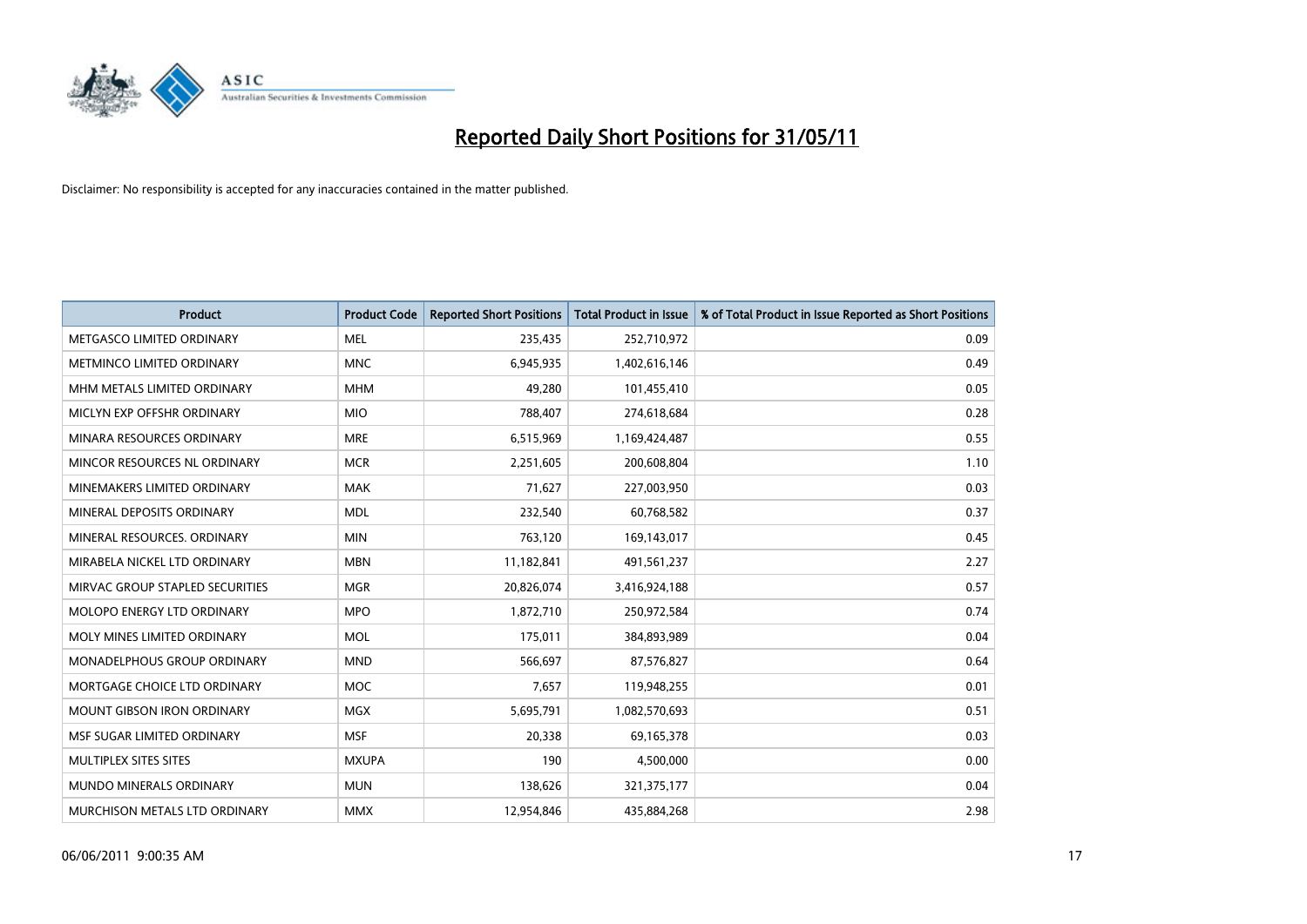# Reported Daily Short Positions for 31/05/11

Disclaimer: No responsibility is accepted for any inaccuracies contained in the matter published.

| Product | Product Code | Reported Short Positions | Total Product in Issue | % of Total Product in Issue Reported as Short Positions |
|---|---|---|---|---|
| METGASCO LIMITED ORDINARY | MEL | 235,435 | 252,710,972 | 0.09 |
| METMINCO LIMITED ORDINARY | MNC | 6,945,935 | 1,402,616,146 | 0.49 |
| MHM METALS LIMITED ORDINARY | MHM | 49,280 | 101,455,410 | 0.05 |
| MICLYN EXP OFFSHR ORDINARY | MIO | 788,407 | 274,618,684 | 0.28 |
| MINARA RESOURCES ORDINARY | MRE | 6,515,969 | 1,169,424,487 | 0.55 |
| MINCOR RESOURCES NL ORDINARY | MCR | 2,251,605 | 200,608,804 | 1.10 |
| MINEMAKERS LIMITED ORDINARY | MAK | 71,627 | 227,003,950 | 0.03 |
| MINERAL DEPOSITS ORDINARY | MDL | 232,540 | 60,768,582 | 0.37 |
| MINERAL RESOURCES. ORDINARY | MIN | 763,120 | 169,143,017 | 0.45 |
| MIRABELA NICKEL LTD ORDINARY | MBN | 11,182,841 | 491,561,237 | 2.27 |
| MIRVAC GROUP STAPLED SECURITIES | MGR | 20,826,074 | 3,416,924,188 | 0.57 |
| MOLOPO ENERGY LTD ORDINARY | MPO | 1,872,710 | 250,972,584 | 0.74 |
| MOLY MINES LIMITED ORDINARY | MOL | 175,011 | 384,893,989 | 0.04 |
| MONADELPHOUS GROUP ORDINARY | MND | 566,697 | 87,576,827 | 0.64 |
| MORTGAGE CHOICE LTD ORDINARY | MOC | 7,657 | 119,948,255 | 0.01 |
| MOUNT GIBSON IRON ORDINARY | MGX | 5,695,791 | 1,082,570,693 | 0.51 |
| MSF SUGAR LIMITED ORDINARY | MSF | 20,338 | 69,165,378 | 0.03 |
| MULTIPLEX SITES SITES | MXUPA | 190 | 4,500,000 | 0.00 |
| MUNDO MINERALS ORDINARY | MUN | 138,626 | 321,375,177 | 0.04 |
| MURCHISON METALS LTD ORDINARY | MMX | 12,954,846 | 435,884,268 | 2.98 |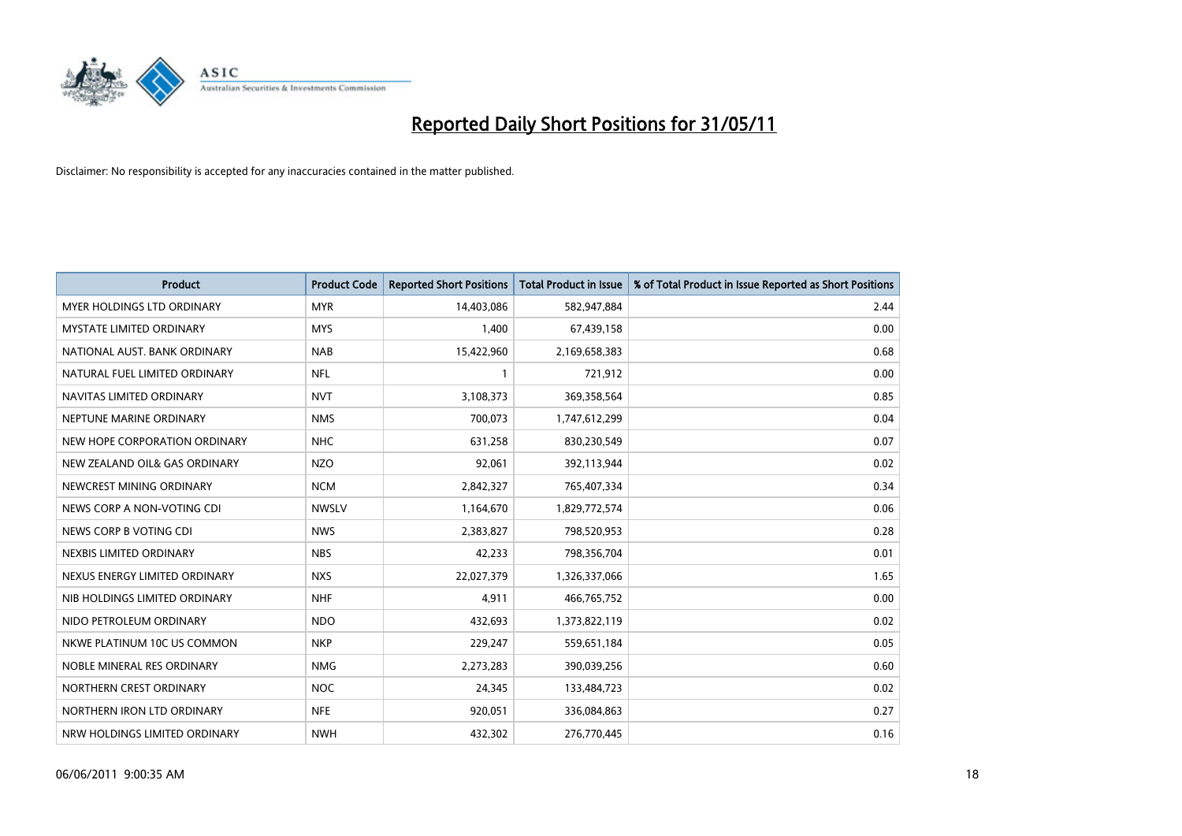# Reported Daily Short Positions for 31/05/11

Disclaimer: No responsibility is accepted for any inaccuracies contained in the matter published.

| Product | Product Code | Reported Short Positions | Total Product in Issue | % of Total Product in Issue Reported as Short Positions |
|---|---|---|---|---|
| MYER HOLDINGS LTD ORDINARY | MYR | 14,403,086 | 582,947,884 | 2.44 |
| MYSTATE LIMITED ORDINARY | MYS | 1,400 | 67,439,158 | 0.00 |
| NATIONAL AUST. BANK ORDINARY | NAB | 15,422,960 | 2,169,658,383 | 0.68 |
| NATURAL FUEL LIMITED ORDINARY | NFL | 1 | 721,912 | 0.00 |
| NAVITAS LIMITED ORDINARY | NVT | 3,108,373 | 369,358,564 | 0.85 |
| NEPTUNE MARINE ORDINARY | NMS | 700,073 | 1,747,612,299 | 0.04 |
| NEW HOPE CORPORATION ORDINARY | NHC | 631,258 | 830,230,549 | 0.07 |
| NEW ZEALAND OIL& GAS ORDINARY | NZO | 92,061 | 392,113,944 | 0.02 |
| NEWCREST MINING ORDINARY | NCM | 2,842,327 | 765,407,334 | 0.34 |
| NEWS CORP A NON-VOTING CDI | NWSLV | 1,164,670 | 1,829,772,574 | 0.06 |
| NEWS CORP B VOTING CDI | NWS | 2,383,827 | 798,520,953 | 0.28 |
| NEXBIS LIMITED ORDINARY | NBS | 42,233 | 798,356,704 | 0.01 |
| NEXUS ENERGY LIMITED ORDINARY | NXS | 22,027,379 | 1,326,337,066 | 1.65 |
| NIB HOLDINGS LIMITED ORDINARY | NHF | 4,911 | 466,765,752 | 0.00 |
| NIDO PETROLEUM ORDINARY | NDO | 432,693 | 1,373,822,119 | 0.02 |
| NKWE PLATINUM 10C US COMMON | NKP | 229,247 | 559,651,184 | 0.05 |
| NOBLE MINERAL RES ORDINARY | NMG | 2,273,283 | 390,039,256 | 0.60 |
| NORTHERN CREST ORDINARY | NOC | 24,345 | 133,484,723 | 0.02 |
| NORTHERN IRON LTD ORDINARY | NFE | 920,051 | 336,084,863 | 0.27 |
| NRW HOLDINGS LIMITED ORDINARY | NWH | 432,302 | 276,770,445 | 0.16 |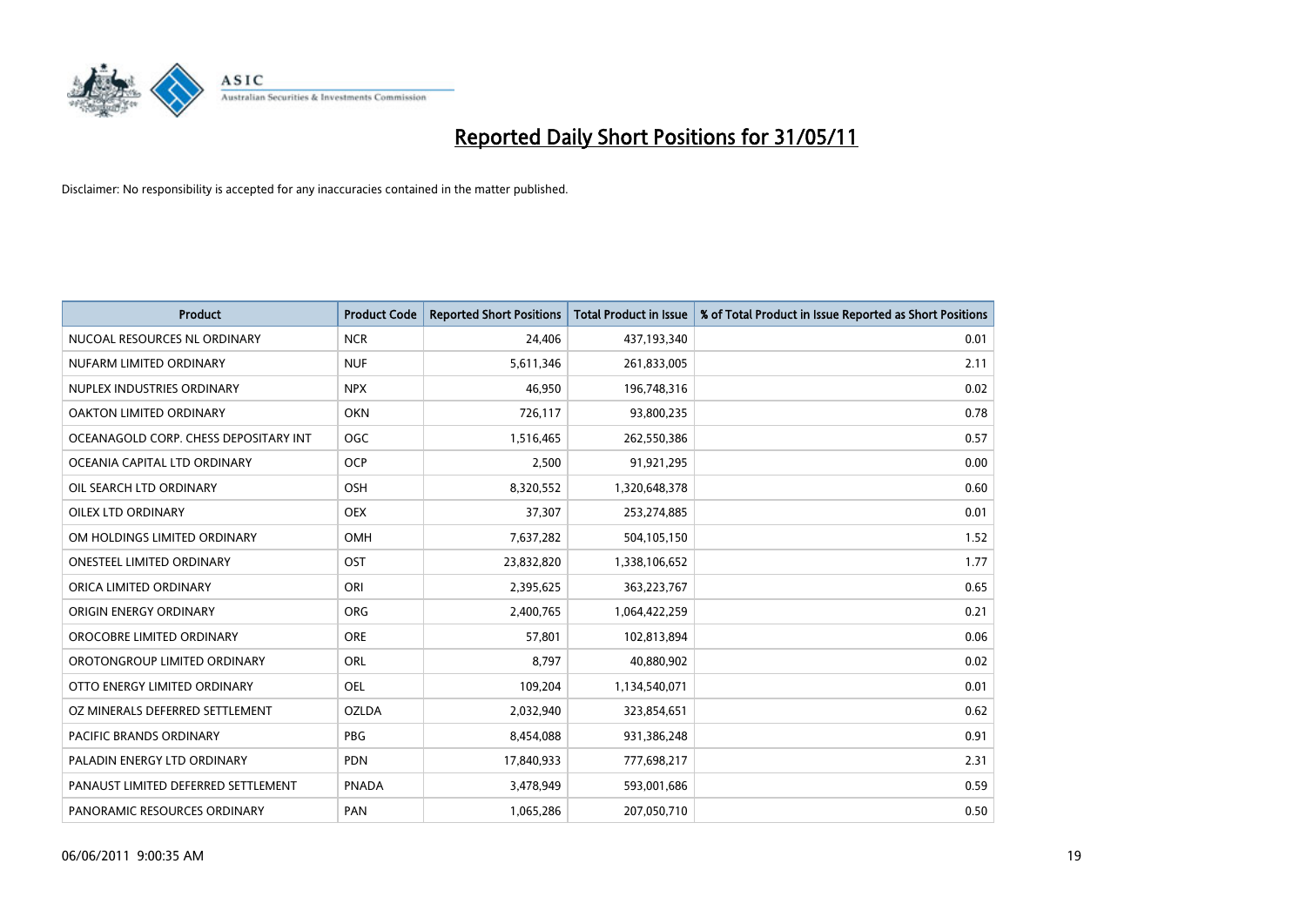# Reported Daily Short Positions for 31/05/11

Disclaimer: No responsibility is accepted for any inaccuracies contained in the matter published.

| Product | Product Code | Reported Short Positions | Total Product in Issue | % of Total Product in Issue Reported as Short Positions |
|---|---|---|---|---|
| NUCOAL RESOURCES NL ORDINARY | NCR | 24,406 | 437,193,340 | 0.01 |
| NUFARM LIMITED ORDINARY | NUF | 5,611,346 | 261,833,005 | 2.11 |
| NUPLEX INDUSTRIES ORDINARY | NPX | 46,950 | 196,748,316 | 0.02 |
| OAKTON LIMITED ORDINARY | OKN | 726,117 | 93,800,235 | 0.78 |
| OCEANAGOLD CORP. CHESS DEPOSITARY INT | OGC | 1,516,465 | 262,550,386 | 0.57 |
| OCEANIA CAPITAL LTD ORDINARY | OCP | 2,500 | 91,921,295 | 0.00 |
| OIL SEARCH LTD ORDINARY | OSH | 8,320,552 | 1,320,648,378 | 0.60 |
| OILEX LTD ORDINARY | OEX | 37,307 | 253,274,885 | 0.01 |
| OM HOLDINGS LIMITED ORDINARY | OMH | 7,637,282 | 504,105,150 | 1.52 |
| ONESTEEL LIMITED ORDINARY | OST | 23,832,820 | 1,338,106,652 | 1.77 |
| ORICA LIMITED ORDINARY | ORI | 2,395,625 | 363,223,767 | 0.65 |
| ORIGIN ENERGY ORDINARY | ORG | 2,400,765 | 1,064,422,259 | 0.21 |
| OROCOBRE LIMITED ORDINARY | ORE | 57,801 | 102,813,894 | 0.06 |
| OROTONGROUP LIMITED ORDINARY | ORL | 8,797 | 40,880,902 | 0.02 |
| OTTO ENERGY LIMITED ORDINARY | OEL | 109,204 | 1,134,540,071 | 0.01 |
| OZ MINERALS DEFERRED SETTLEMENT | OZLDA | 2,032,940 | 323,854,651 | 0.62 |
| PACIFIC BRANDS ORDINARY | PBG | 8,454,088 | 931,386,248 | 0.91 |
| PALADIN ENERGY LTD ORDINARY | PDN | 17,840,933 | 777,698,217 | 2.31 |
| PANAUST LIMITED DEFERRED SETTLEMENT | PNADA | 3,478,949 | 593,001,686 | 0.59 |
| PANORAMIC RESOURCES ORDINARY | PAN | 1,065,286 | 207,050,710 | 0.50 |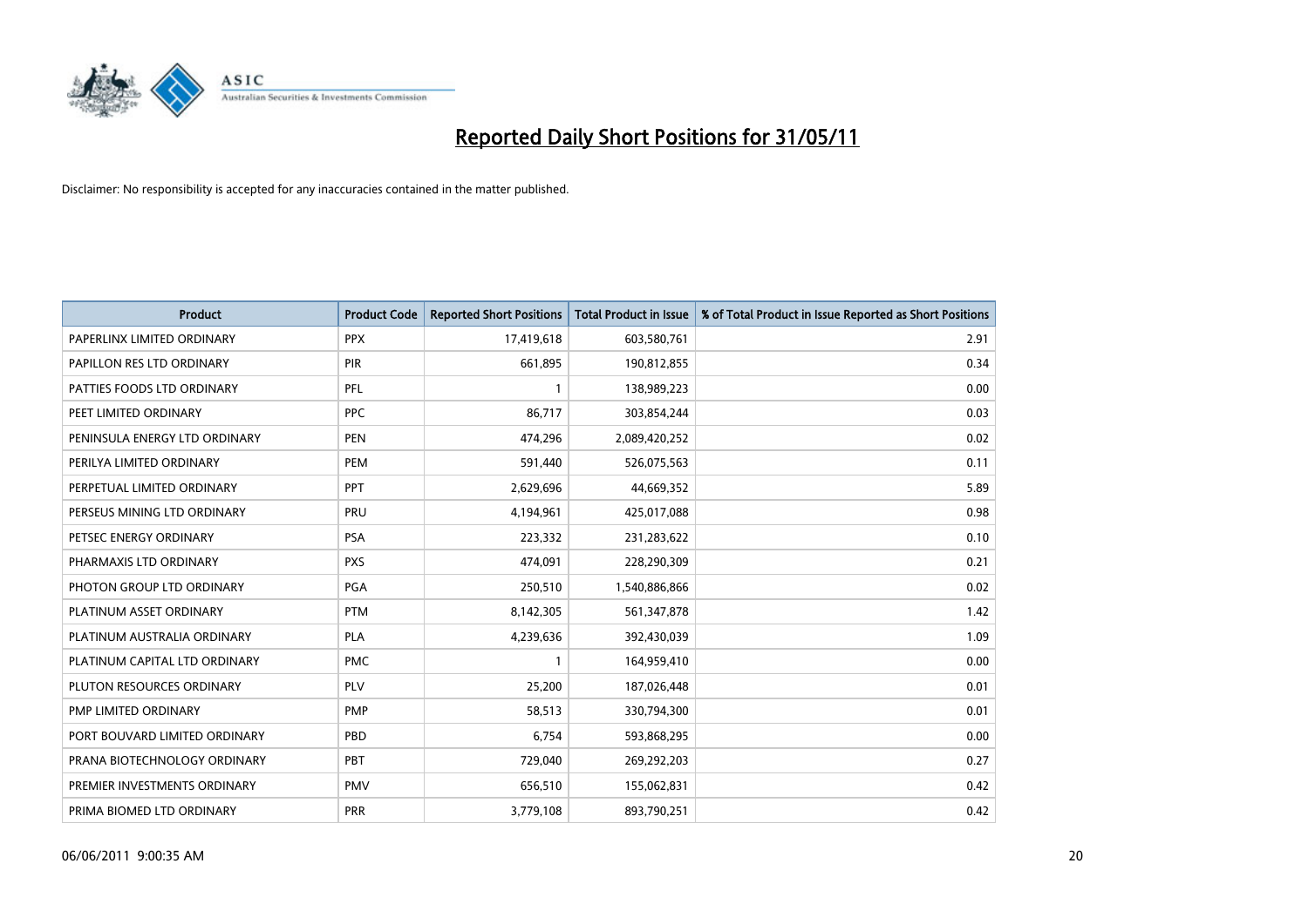# Reported Daily Short Positions for 31/05/11

Disclaimer: No responsibility is accepted for any inaccuracies contained in the matter published.

| Product | Product Code | Reported Short Positions | Total Product in Issue | % of Total Product in Issue Reported as Short Positions |
| --- | --- | --- | --- | --- |
| PAPERLINX LIMITED ORDINARY | PPX | 17,419,618 | 603,580,761 | 2.91 |
| PAPILLON RES LTD ORDINARY | PIR | 661,895 | 190,812,855 | 0.34 |
| PATTIES FOODS LTD ORDINARY | PFL | 1 | 138,989,223 | 0.00 |
| PEET LIMITED ORDINARY | PPC | 86,717 | 303,854,244 | 0.03 |
| PENINSULA ENERGY LTD ORDINARY | PEN | 474,296 | 2,089,420,252 | 0.02 |
| PERILYA LIMITED ORDINARY | PEM | 591,440 | 526,075,563 | 0.11 |
| PERPETUAL LIMITED ORDINARY | PPT | 2,629,696 | 44,669,352 | 5.89 |
| PERSEUS MINING LTD ORDINARY | PRU | 4,194,961 | 425,017,088 | 0.98 |
| PETSEC ENERGY ORDINARY | PSA | 223,332 | 231,283,622 | 0.10 |
| PHARMAXIS LTD ORDINARY | PXS | 474,091 | 228,290,309 | 0.21 |
| PHOTON GROUP LTD ORDINARY | PGA | 250,510 | 1,540,886,866 | 0.02 |
| PLATINUM ASSET ORDINARY | PTM | 8,142,305 | 561,347,878 | 1.42 |
| PLATINUM AUSTRALIA ORDINARY | PLA | 4,239,636 | 392,430,039 | 1.09 |
| PLATINUM CAPITAL LTD ORDINARY | PMC | 1 | 164,959,410 | 0.00 |
| PLUTON RESOURCES ORDINARY | PLV | 25,200 | 187,026,448 | 0.01 |
| PMP LIMITED ORDINARY | PMP | 58,513 | 330,794,300 | 0.01 |
| PORT BOUVARD LIMITED ORDINARY | PBD | 6,754 | 593,868,295 | 0.00 |
| PRANA BIOTECHNOLOGY ORDINARY | PBT | 729,040 | 269,292,203 | 0.27 |
| PREMIER INVESTMENTS ORDINARY | PMV | 656,510 | 155,062,831 | 0.42 |
| PRIMA BIOMED LTD ORDINARY | PRR | 3,779,108 | 893,790,251 | 0.42 |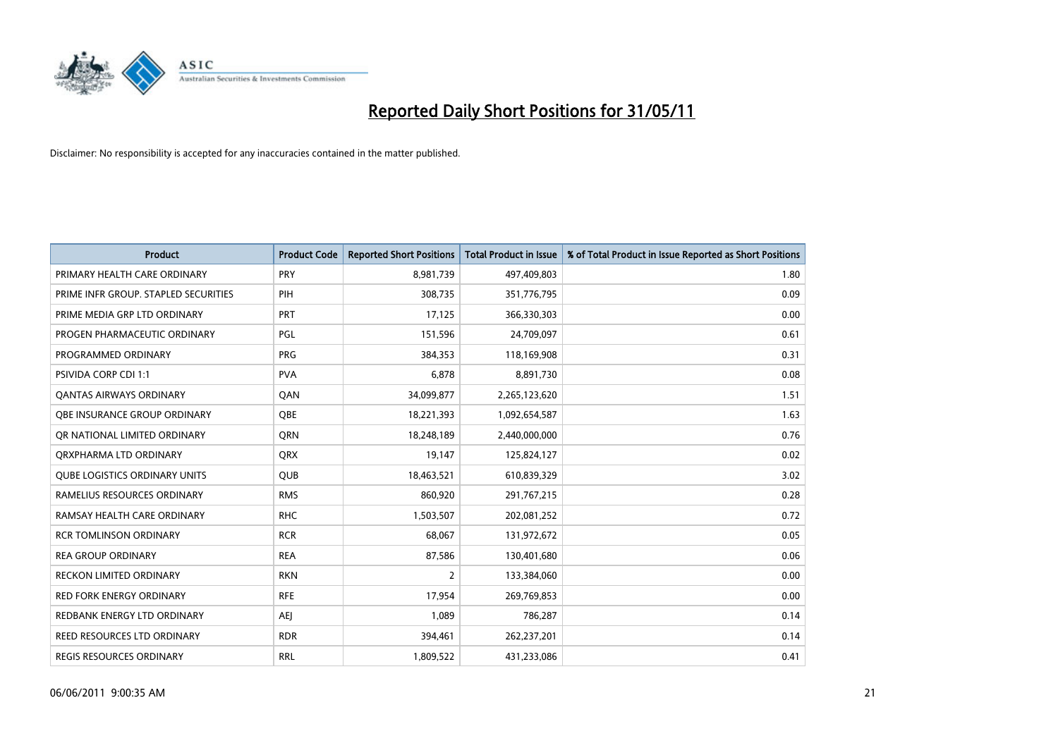# Reported Daily Short Positions for 31/05/11

Disclaimer: No responsibility is accepted for any inaccuracies contained in the matter published.

| Product | Product Code | Reported Short Positions | Total Product in Issue | % of Total Product in Issue Reported as Short Positions |
|---|---|---|---|---|
| PRIMARY HEALTH CARE ORDINARY | PRY | 8,981,739 | 497,409,803 | 1.80 |
| PRIME INFR GROUP. STAPLED SECURITIES | PIH | 308,735 | 351,776,795 | 0.09 |
| PRIME MEDIA GRP LTD ORDINARY | PRT | 17,125 | 366,330,303 | 0.00 |
| PROGEN PHARMACEUTIC ORDINARY | PGL | 151,596 | 24,709,097 | 0.61 |
| PROGRAMMED ORDINARY | PRG | 384,353 | 118,169,908 | 0.31 |
| PSIVIDA CORP CDI 1:1 | PVA | 6,878 | 8,891,730 | 0.08 |
| QANTAS AIRWAYS ORDINARY | QAN | 34,099,877 | 2,265,123,620 | 1.51 |
| QBE INSURANCE GROUP ORDINARY | QBE | 18,221,393 | 1,092,654,587 | 1.63 |
| QR NATIONAL LIMITED ORDINARY | QRN | 18,248,189 | 2,440,000,000 | 0.76 |
| QRXPHARMA LTD ORDINARY | QRX | 19,147 | 125,824,127 | 0.02 |
| QUBE LOGISTICS ORDINARY UNITS | QUB | 18,463,521 | 610,839,329 | 3.02 |
| RAMELIUS RESOURCES ORDINARY | RMS | 860,920 | 291,767,215 | 0.28 |
| RAMSAY HEALTH CARE ORDINARY | RHC | 1,503,507 | 202,081,252 | 0.72 |
| RCR TOMLINSON ORDINARY | RCR | 68,067 | 131,972,672 | 0.05 |
| REA GROUP ORDINARY | REA | 87,586 | 130,401,680 | 0.06 |
| RECKON LIMITED ORDINARY | RKN | 2 | 133,384,060 | 0.00 |
| RED FORK ENERGY ORDINARY | RFE | 17,954 | 269,769,853 | 0.00 |
| REDBANK ENERGY LTD ORDINARY | AEJ | 1,089 | 786,287 | 0.14 |
| REED RESOURCES LTD ORDINARY | RDR | 394,461 | 262,237,201 | 0.14 |
| REGIS RESOURCES ORDINARY | RRL | 1,809,522 | 431,233,086 | 0.41 |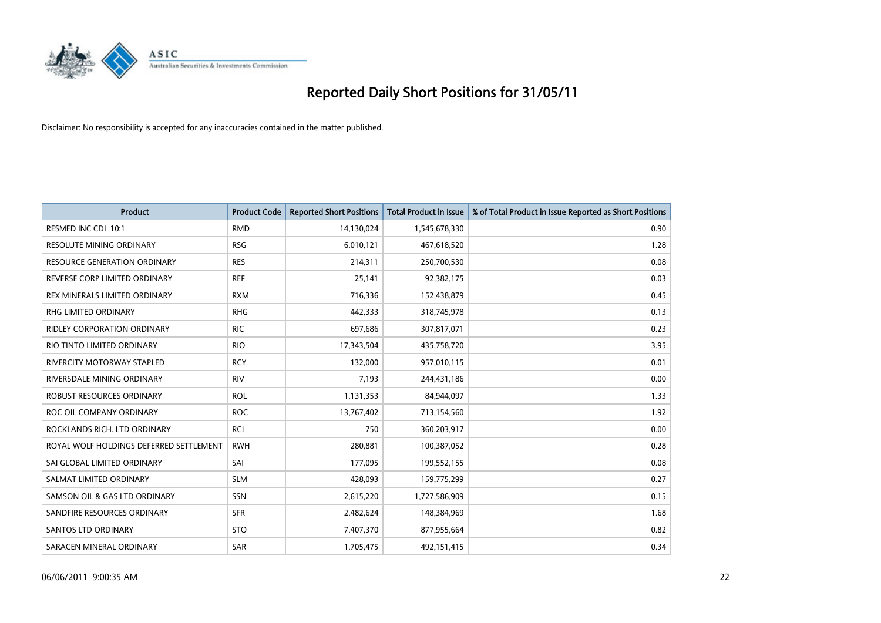# Reported Daily Short Positions for 31/05/11

Disclaimer: No responsibility is accepted for any inaccuracies contained in the matter published.

| Product | Product Code | Reported Short Positions | Total Product in Issue | % of Total Product in Issue Reported as Short Positions |
|---|---|---|---|---|
| RESMED INC CDI 10:1 | RMD | 14,130,024 | 1,545,678,330 | 0.90 |
| RESOLUTE MINING ORDINARY | RSG | 6,010,121 | 467,618,520 | 1.28 |
| RESOURCE GENERATION ORDINARY | RES | 214,311 | 250,700,530 | 0.08 |
| REVERSE CORP LIMITED ORDINARY | REF | 25,141 | 92,382,175 | 0.03 |
| REX MINERALS LIMITED ORDINARY | RXM | 716,336 | 152,438,879 | 0.45 |
| RHG LIMITED ORDINARY | RHG | 442,333 | 318,745,978 | 0.13 |
| RIDLEY CORPORATION ORDINARY | RIC | 697,686 | 307,817,071 | 0.23 |
| RIO TINTO LIMITED ORDINARY | RIO | 17,343,504 | 435,758,720 | 3.95 |
| RIVERCITY MOTORWAY STAPLED | RCY | 132,000 | 957,010,115 | 0.01 |
| RIVERSDALE MINING ORDINARY | RIV | 7,193 | 244,431,186 | 0.00 |
| ROBUST RESOURCES ORDINARY | ROL | 1,131,353 | 84,944,097 | 1.33 |
| ROC OIL COMPANY ORDINARY | ROC | 13,767,402 | 713,154,560 | 1.92 |
| ROCKLANDS RICH. LTD ORDINARY | RCI | 750 | 360,203,917 | 0.00 |
| ROYAL WOLF HOLDINGS DEFERRED SETTLEMENT | RWH | 280,881 | 100,387,052 | 0.28 |
| SAI GLOBAL LIMITED ORDINARY | SAI | 177,095 | 199,552,155 | 0.08 |
| SALMAT LIMITED ORDINARY | SLM | 428,093 | 159,775,299 | 0.27 |
| SAMSON OIL & GAS LTD ORDINARY | SSN | 2,615,220 | 1,727,586,909 | 0.15 |
| SANDFIRE RESOURCES ORDINARY | SFR | 2,482,624 | 148,384,969 | 1.68 |
| SANTOS LTD ORDINARY | STO | 7,407,370 | 877,955,664 | 0.82 |
| SARACEN MINERAL ORDINARY | SAR | 1,705,475 | 492,151,415 | 0.34 |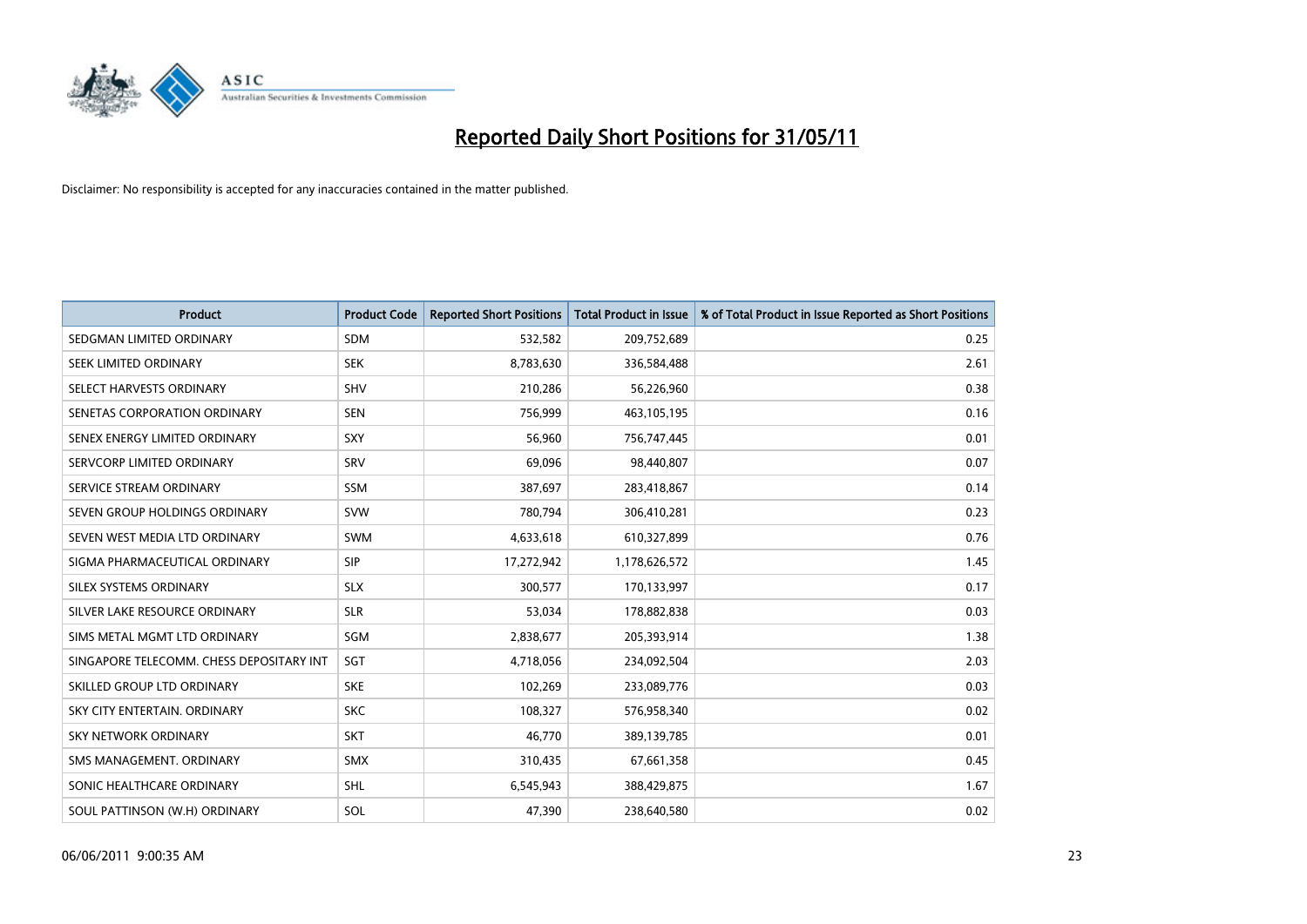# Reported Daily Short Positions for 31/05/11

Disclaimer: No responsibility is accepted for any inaccuracies contained in the matter published.

| Product | Product Code | Reported Short Positions | Total Product in Issue | % of Total Product in Issue Reported as Short Positions |
|---|---|---|---|---|
| SEDGMAN LIMITED ORDINARY | SDM | 532,582 | 209,752,689 | 0.25 |
| SEEK LIMITED ORDINARY | SEK | 8,783,630 | 336,584,488 | 2.61 |
| SELECT HARVESTS ORDINARY | SHV | 210,286 | 56,226,960 | 0.38 |
| SENETAS CORPORATION ORDINARY | SEN | 756,999 | 463,105,195 | 0.16 |
| SENEX ENERGY LIMITED ORDINARY | SXY | 56,960 | 756,747,445 | 0.01 |
| SERVCORP LIMITED ORDINARY | SRV | 69,096 | 98,440,807 | 0.07 |
| SERVICE STREAM ORDINARY | SSM | 387,697 | 283,418,867 | 0.14 |
| SEVEN GROUP HOLDINGS ORDINARY | SVW | 780,794 | 306,410,281 | 0.23 |
| SEVEN WEST MEDIA LTD ORDINARY | SWM | 4,633,618 | 610,327,899 | 0.76 |
| SIGMA PHARMACEUTICAL ORDINARY | SIP | 17,272,942 | 1,178,626,572 | 1.45 |
| SILEX SYSTEMS ORDINARY | SLX | 300,577 | 170,133,997 | 0.17 |
| SILVER LAKE RESOURCE ORDINARY | SLR | 53,034 | 178,882,838 | 0.03 |
| SIMS METAL MGMT LTD ORDINARY | SGM | 2,838,677 | 205,393,914 | 1.38 |
| SINGAPORE TELECOMM. CHESS DEPOSITARY INT | SGT | 4,718,056 | 234,092,504 | 2.03 |
| SKILLED GROUP LTD ORDINARY | SKE | 102,269 | 233,089,776 | 0.03 |
| SKY CITY ENTERTAIN. ORDINARY | SKC | 108,327 | 576,958,340 | 0.02 |
| SKY NETWORK ORDINARY | SKT | 46,770 | 389,139,785 | 0.01 |
| SMS MANAGEMENT. ORDINARY | SMX | 310,435 | 67,661,358 | 0.45 |
| SONIC HEALTHCARE ORDINARY | SHL | 6,545,943 | 388,429,875 | 1.67 |
| SOUL PATTINSON (W.H) ORDINARY | SOL | 47,390 | 238,640,580 | 0.02 |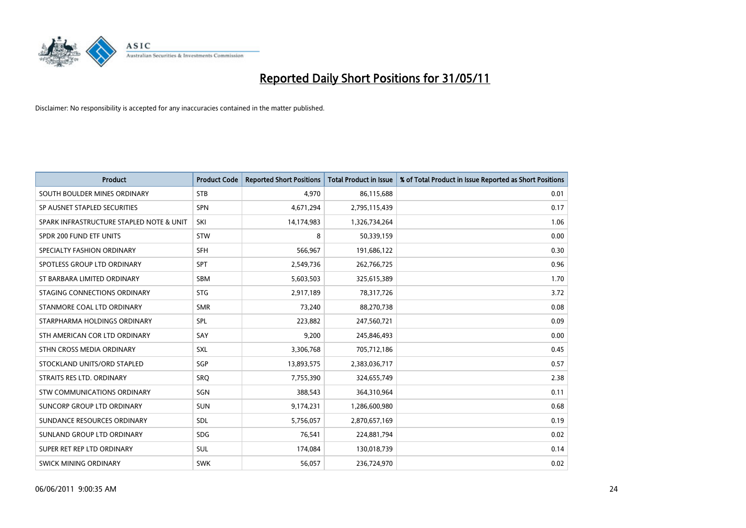# Reported Daily Short Positions for 31/05/11

Disclaimer: No responsibility is accepted for any inaccuracies contained in the matter published.

| Product | Product Code | Reported Short Positions | Total Product in Issue | % of Total Product in Issue Reported as Short Positions |
|---|---|---|---|---|
| SOUTH BOULDER MINES ORDINARY | STB | 4,970 | 86,115,688 | 0.01 |
| SP AUSNET STAPLED SECURITIES | SPN | 4,671,294 | 2,795,115,439 | 0.17 |
| SPARK INFRASTRUCTURE STAPLED NOTE & UNIT | SKI | 14,174,983 | 1,326,734,264 | 1.06 |
| SPDR 200 FUND ETF UNITS | STW | 8 | 50,339,159 | 0.00 |
| SPECIALTY FASHION ORDINARY | SFH | 566,967 | 191,686,122 | 0.30 |
| SPOTLESS GROUP LTD ORDINARY | SPT | 2,549,736 | 262,766,725 | 0.96 |
| ST BARBARA LIMITED ORDINARY | SBM | 5,603,503 | 325,615,389 | 1.70 |
| STAGING CONNECTIONS ORDINARY | STG | 2,917,189 | 78,317,726 | 3.72 |
| STANMORE COAL LTD ORDINARY | SMR | 73,240 | 88,270,738 | 0.08 |
| STARPHARMA HOLDINGS ORDINARY | SPL | 223,882 | 247,560,721 | 0.09 |
| STH AMERICAN COR LTD ORDINARY | SAY | 9,200 | 245,846,493 | 0.00 |
| STHN CROSS MEDIA ORDINARY | SXL | 3,306,768 | 705,712,186 | 0.45 |
| STOCKLAND UNITS/ORD STAPLED | SGP | 13,893,575 | 2,383,036,717 | 0.57 |
| STRAITS RES LTD. ORDINARY | SRQ | 7,755,390 | 324,655,749 | 2.38 |
| STW COMMUNICATIONS ORDINARY | SGN | 388,543 | 364,310,964 | 0.11 |
| SUNCORP GROUP LTD ORDINARY | SUN | 9,174,231 | 1,286,600,980 | 0.68 |
| SUNDANCE RESOURCES ORDINARY | SDL | 5,756,057 | 2,870,657,169 | 0.19 |
| SUNLAND GROUP LTD ORDINARY | SDG | 76,541 | 224,881,794 | 0.02 |
| SUPER RET REP LTD ORDINARY | SUL | 174,084 | 130,018,739 | 0.14 |
| SWICK MINING ORDINARY | SWK | 56,057 | 236,724,970 | 0.02 |

06/06/2011 9:00:35 AM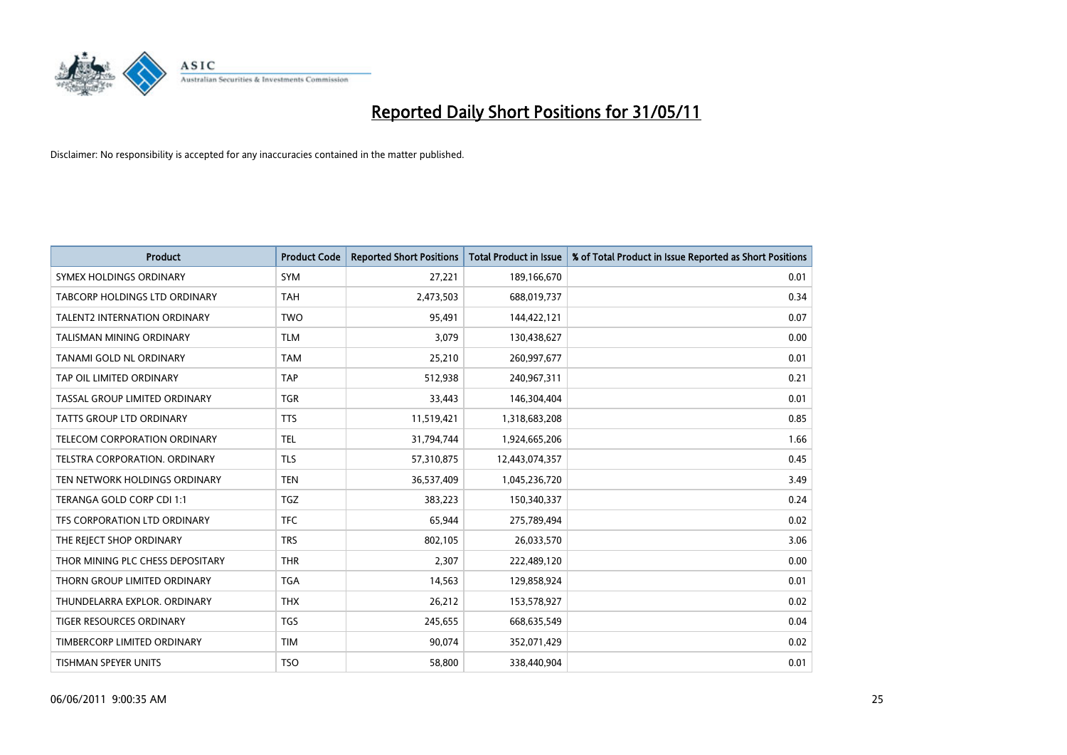# Reported Daily Short Positions for 31/05/11

Disclaimer: No responsibility is accepted for any inaccuracies contained in the matter published.

| Product | Product Code | Reported Short Positions | Total Product in Issue | % of Total Product in Issue Reported as Short Positions |
|---|---|---|---|---|
| SYMEX HOLDINGS ORDINARY | SYM | 27,221 | 189,166,670 | 0.01 |
| TABCORP HOLDINGS LTD ORDINARY | TAH | 2,473,503 | 688,019,737 | 0.34 |
| TALENT2 INTERNATION ORDINARY | TWO | 95,491 | 144,422,121 | 0.07 |
| TALISMAN MINING ORDINARY | TLM | 3,079 | 130,438,627 | 0.00 |
| TANAMI GOLD NL ORDINARY | TAM | 25,210 | 260,997,677 | 0.01 |
| TAP OIL LIMITED ORDINARY | TAP | 512,938 | 240,967,311 | 0.21 |
| TASSAL GROUP LIMITED ORDINARY | TGR | 33,443 | 146,304,404 | 0.01 |
| TATTS GROUP LTD ORDINARY | TTS | 11,519,421 | 1,318,683,208 | 0.85 |
| TELECOM CORPORATION ORDINARY | TEL | 31,794,744 | 1,924,665,206 | 1.66 |
| TELSTRA CORPORATION. ORDINARY | TLS | 57,310,875 | 12,443,074,357 | 0.45 |
| TEN NETWORK HOLDINGS ORDINARY | TEN | 36,537,409 | 1,045,236,720 | 3.49 |
| TERANGA GOLD CORP CDI 1:1 | TGZ | 383,223 | 150,340,337 | 0.24 |
| TFS CORPORATION LTD ORDINARY | TFC | 65,944 | 275,789,494 | 0.02 |
| THE REJECT SHOP ORDINARY | TRS | 802,105 | 26,033,570 | 3.06 |
| THOR MINING PLC CHESS DEPOSITARY | THR | 2,307 | 222,489,120 | 0.00 |
| THORN GROUP LIMITED ORDINARY | TGA | 14,563 | 129,858,924 | 0.01 |
| THUNDELARRA EXPLOR. ORDINARY | THX | 26,212 | 153,578,927 | 0.02 |
| TIGER RESOURCES ORDINARY | TGS | 245,655 | 668,635,549 | 0.04 |
| TIMBERCORP LIMITED ORDINARY | TIM | 90,074 | 352,071,429 | 0.02 |
| TISHMAN SPEYER UNITS | TSO | 58,800 | 338,440,904 | 0.01 |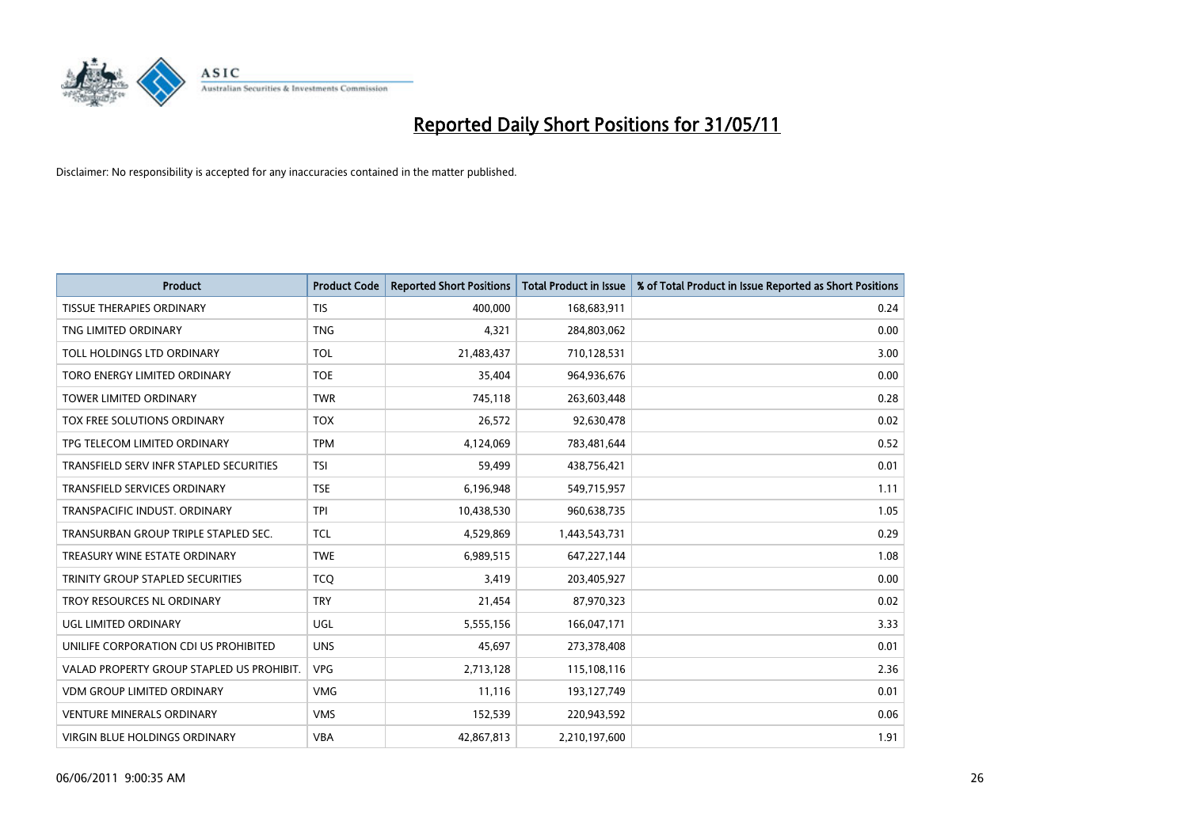# Reported Daily Short Positions for 31/05/11

Disclaimer: No responsibility is accepted for any inaccuracies contained in the matter published.

| Product | Product Code | Reported Short Positions | Total Product in Issue | % of Total Product in Issue Reported as Short Positions |
|---|---|---|---|---|
| TISSUE THERAPIES ORDINARY | TIS | 400,000 | 168,683,911 | 0.24 |
| TNG LIMITED ORDINARY | TNG | 4,321 | 284,803,062 | 0.00 |
| TOLL HOLDINGS LTD ORDINARY | TOL | 21,483,437 | 710,128,531 | 3.00 |
| TORO ENERGY LIMITED ORDINARY | TOE | 35,404 | 964,936,676 | 0.00 |
| TOWER LIMITED ORDINARY | TWR | 745,118 | 263,603,448 | 0.28 |
| TOX FREE SOLUTIONS ORDINARY | TOX | 26,572 | 92,630,478 | 0.02 |
| TPG TELECOM LIMITED ORDINARY | TPM | 4,124,069 | 783,481,644 | 0.52 |
| TRANSFIELD SERV INFR STAPLED SECURITIES | TSI | 59,499 | 438,756,421 | 0.01 |
| TRANSFIELD SERVICES ORDINARY | TSE | 6,196,948 | 549,715,957 | 1.11 |
| TRANSPACIFIC INDUST. ORDINARY | TPI | 10,438,530 | 960,638,735 | 1.05 |
| TRANSURBAN GROUP TRIPLE STAPLED SEC. | TCL | 4,529,869 | 1,443,543,731 | 0.29 |
| TREASURY WINE ESTATE ORDINARY | TWE | 6,989,515 | 647,227,144 | 1.08 |
| TRINITY GROUP STAPLED SECURITIES | TCQ | 3,419 | 203,405,927 | 0.00 |
| TROY RESOURCES NL ORDINARY | TRY | 21,454 | 87,970,323 | 0.02 |
| UGL LIMITED ORDINARY | UGL | 5,555,156 | 166,047,171 | 3.33 |
| UNILIFE CORPORATION CDI US PROHIBITED | UNS | 45,697 | 273,378,408 | 0.01 |
| VALAD PROPERTY GROUP STAPLED US PROHIBIT. | VPG | 2,713,128 | 115,108,116 | 2.36 |
| VDM GROUP LIMITED ORDINARY | VMG | 11,116 | 193,127,749 | 0.01 |
| VENTURE MINERALS ORDINARY | VMS | 152,539 | 220,943,592 | 0.06 |
| VIRGIN BLUE HOLDINGS ORDINARY | VBA | 42,867,813 | 2,210,197,600 | 1.91 |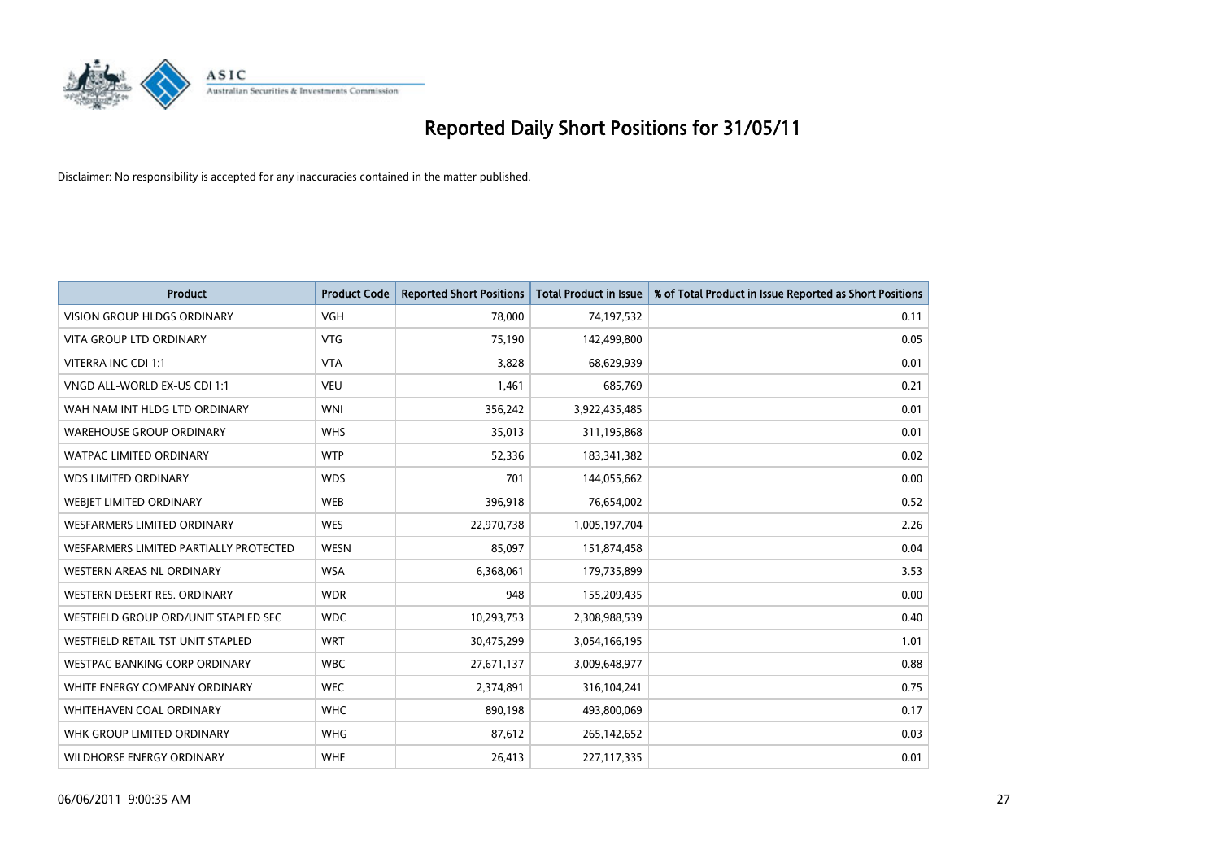# Reported Daily Short Positions for 31/05/11

Disclaimer: No responsibility is accepted for any inaccuracies contained in the matter published.

| Product | Product Code | Reported Short Positions | Total Product in Issue | % of Total Product in Issue Reported as Short Positions |
| --- | --- | --- | --- | --- |
| VISION GROUP HLDGS ORDINARY | VGH | 78,000 | 74,197,532 | 0.11 |
| VITA GROUP LTD ORDINARY | VTG | 75,190 | 142,499,800 | 0.05 |
| VITERRA INC CDI 1:1 | VTA | 3,828 | 68,629,939 | 0.01 |
| VNGD ALL-WORLD EX-US CDI 1:1 | VEU | 1,461 | 685,769 | 0.21 |
| WAH NAM INT HLDG LTD ORDINARY | WNI | 356,242 | 3,922,435,485 | 0.01 |
| WAREHOUSE GROUP ORDINARY | WHS | 35,013 | 311,195,868 | 0.01 |
| WATPAC LIMITED ORDINARY | WTP | 52,336 | 183,341,382 | 0.02 |
| WDS LIMITED ORDINARY | WDS | 701 | 144,055,662 | 0.00 |
| WEBJET LIMITED ORDINARY | WEB | 396,918 | 76,654,002 | 0.52 |
| WESFARMERS LIMITED ORDINARY | WES | 22,970,738 | 1,005,197,704 | 2.26 |
| WESFARMERS LIMITED PARTIALLY PROTECTED | WESN | 85,097 | 151,874,458 | 0.04 |
| WESTERN AREAS NL ORDINARY | WSA | 6,368,061 | 179,735,899 | 3.53 |
| WESTERN DESERT RES. ORDINARY | WDR | 948 | 155,209,435 | 0.00 |
| WESTFIELD GROUP ORD/UNIT STAPLED SEC | WDC | 10,293,753 | 2,308,988,539 | 0.40 |
| WESTFIELD RETAIL TST UNIT STAPLED | WRT | 30,475,299 | 3,054,166,195 | 1.01 |
| WESTPAC BANKING CORP ORDINARY | WBC | 27,671,137 | 3,009,648,977 | 0.88 |
| WHITE ENERGY COMPANY ORDINARY | WEC | 2,374,891 | 316,104,241 | 0.75 |
| WHITEHAVEN COAL ORDINARY | WHC | 890,198 | 493,800,069 | 0.17 |
| WHK GROUP LIMITED ORDINARY | WHG | 87,612 | 265,142,652 | 0.03 |
| WILDHORSE ENERGY ORDINARY | WHE | 26,413 | 227,117,335 | 0.01 |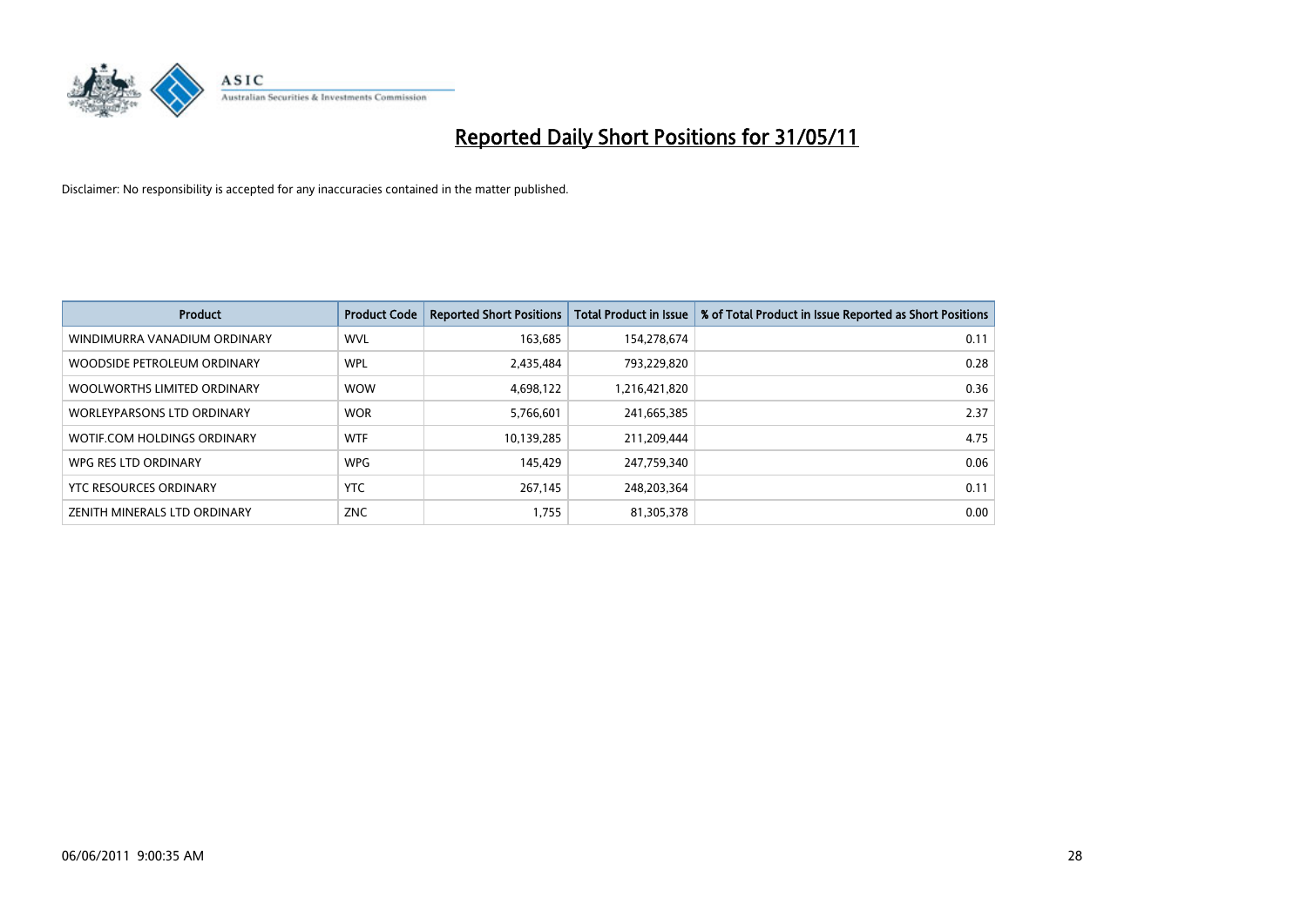# Reported Daily Short Positions for 31/05/11

Disclaimer: No responsibility is accepted for any inaccuracies contained in the matter published.

| Product | Product Code | Reported Short Positions | Total Product in Issue | % of Total Product in Issue Reported as Short Positions |
| --- | --- | --- | --- | --- |
| WINDIMURRA VANADIUM ORDINARY | WVL | 163,685 | 154,278,674 | 0.11 |
| WOODSIDE PETROLEUM ORDINARY | WPL | 2,435,484 | 793,229,820 | 0.28 |
| WOOLWORTHS LIMITED ORDINARY | WOW | 4,698,122 | 1,216,421,820 | 0.36 |
| WORLEYPARSONS LTD ORDINARY | WOR | 5,766,601 | 241,665,385 | 2.37 |
| WOTIF.COM HOLDINGS ORDINARY | WTF | 10,139,285 | 211,209,444 | 4.75 |
| WPG RES LTD ORDINARY | WPG | 145,429 | 247,759,340 | 0.06 |
| YTC RESOURCES ORDINARY | YTC | 267,145 | 248,203,364 | 0.11 |
| ZENITH MINERALS LTD ORDINARY | ZNC | 1,755 | 81,305,378 | 0.00 |

06/06/2011 9:00:35 AM